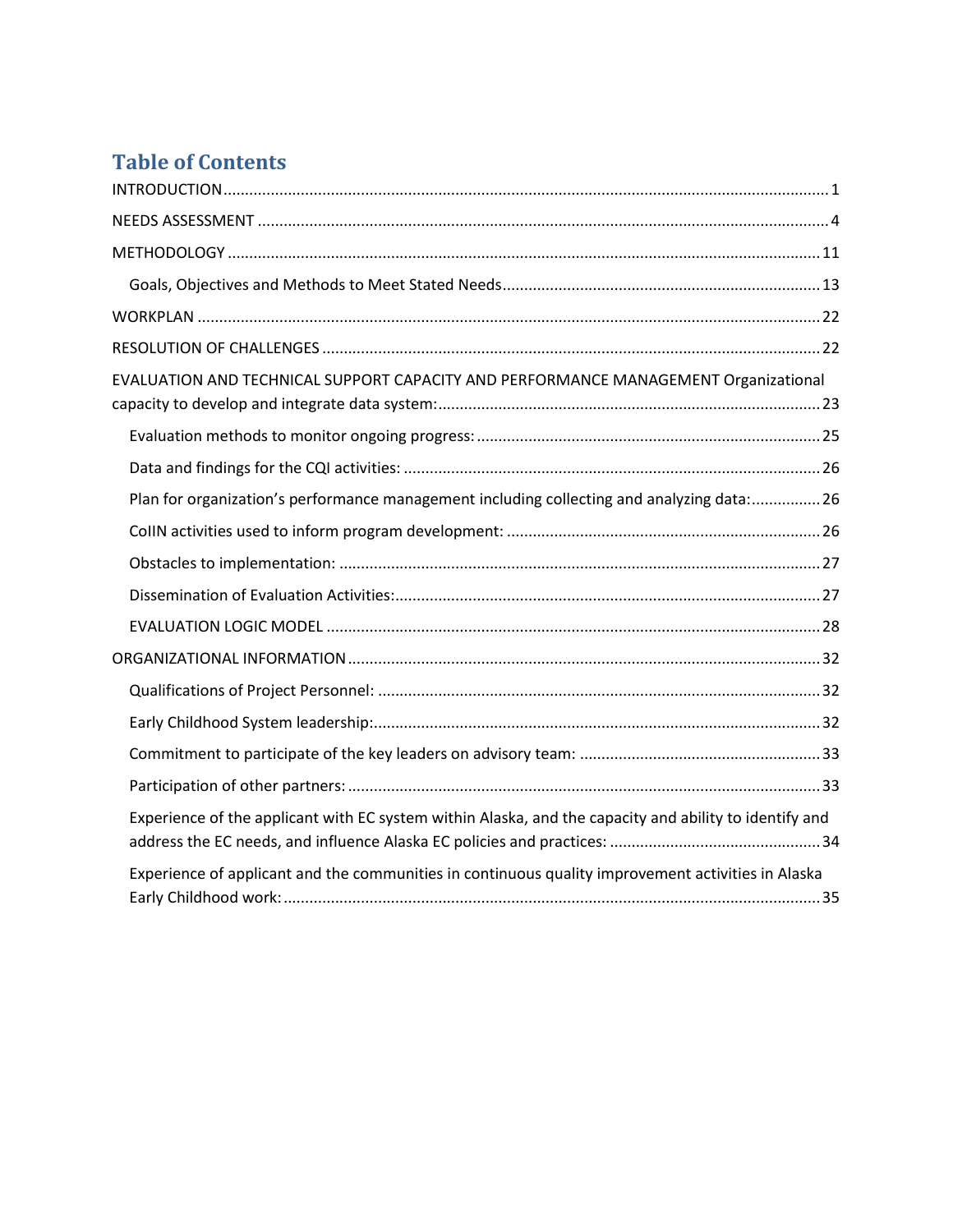# Table of Contents

INTRODUCTION ........................................................................................................................... 1

NEEDS ASSESSMENT ................................................................................................................... 4

METHODOLOGY ........................................................................................................................ 11

- Goals, Objectives and Methods to Meet Stated Needs ......................................................... 13

WORKPLAN ............................................................................................................................... 22

RESOLUTION OF CHALLENGES ................................................................................................... 22

EVALUATION AND TECHNICAL SUPPORT CAPACITY AND PERFORMANCE MANAGEMENT Organizational capacity to develop and integrate data system:......................................................................................... 23

- Evaluation methods to monitor ongoing progress: ............................................................... 25
- Data and findings for the CQI activities: ................................................................................ 26
- Plan for organization's performance management including collecting and analyzing data:................ 26
- CoIIN activities used to inform program development: ........................................................ 26
- Obstacles to implementation: .............................................................................................. 27
- Dissemination of Evaluation Activities:.................................................................................. 27
- EVALUATION LOGIC MODEL ................................................................................................. 28

ORGANIZATIONAL INFORMATION ............................................................................................ 32

- Qualifications of Project Personnel: ..................................................................................... 32
- Early Childhood System leadership:...................................................................................... 32
- Commitment to participate of the key leaders on advisory team: ........................................ 33
- Participation of other partners: ............................................................................................ 33
- Experience of the applicant with EC system within Alaska, and the capacity and ability to identify and address the EC needs, and influence Alaska EC policies and practices: ................................................ 34
- Experience of applicant and the communities in continuous quality improvement activities in Alaska Early Childhood work: ........................................................................................................... 35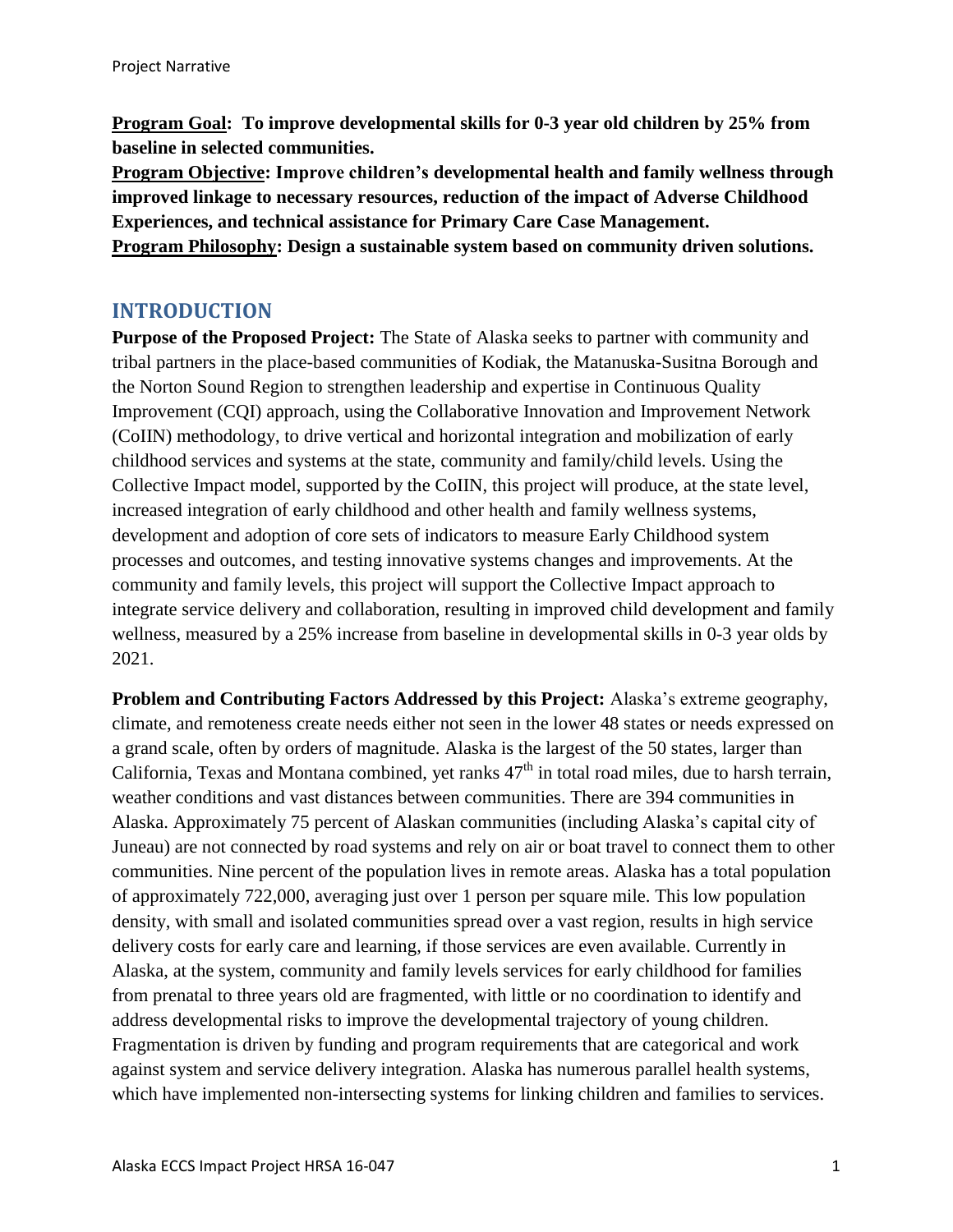**Program Goal: To improve developmental skills for 0-3 year old children by 25% from baseline in selected communities.**

**Program Objective: Improve children's developmental health and family wellness through improved linkage to necessary resources, reduction of the impact of Adverse Childhood Experiences, and technical assistance for Primary Care Case Management.**

**Program Philosophy: Design a sustainable system based on community driven solutions.**

## INTRODUCTION

**Purpose of the Proposed Project:** The State of Alaska seeks to partner with community and tribal partners in the place-based communities of Kodiak, the Matanuska-Susitna Borough and the Norton Sound Region to strengthen leadership and expertise in Continuous Quality Improvement (CQI) approach, using the Collaborative Innovation and Improvement Network (CoIIN) methodology, to drive vertical and horizontal integration and mobilization of early childhood services and systems at the state, community and family/child levels. Using the Collective Impact model, supported by the CoIIN, this project will produce, at the state level, increased integration of early childhood and other health and family wellness systems, development and adoption of core sets of indicators to measure Early Childhood system processes and outcomes, and testing innovative systems changes and improvements. At the community and family levels, this project will support the Collective Impact approach to integrate service delivery and collaboration, resulting in improved child development and family wellness, measured by a 25% increase from baseline in developmental skills in 0-3 year olds by 2021.

**Problem and Contributing Factors Addressed by this Project:** Alaska's extreme geography, climate, and remoteness create needs either not seen in the lower 48 states or needs expressed on a grand scale, often by orders of magnitude. Alaska is the largest of the 50 states, larger than California, Texas and Montana combined, yet ranks 47th in total road miles, due to harsh terrain, weather conditions and vast distances between communities. There are 394 communities in Alaska. Approximately 75 percent of Alaskan communities (including Alaska's capital city of Juneau) are not connected by road systems and rely on air or boat travel to connect them to other communities. Nine percent of the population lives in remote areas. Alaska has a total population of approximately 722,000, averaging just over 1 person per square mile. This low population density, with small and isolated communities spread over a vast region, results in high service delivery costs for early care and learning, if those services are even available. Currently in Alaska, at the system, community and family levels services for early childhood for families from prenatal to three years old are fragmented, with little or no coordination to identify and address developmental risks to improve the developmental trajectory of young children. Fragmentation is driven by funding and program requirements that are categorical and work against system and service delivery integration. Alaska has numerous parallel health systems, which have implemented non-intersecting systems for linking children and families to services.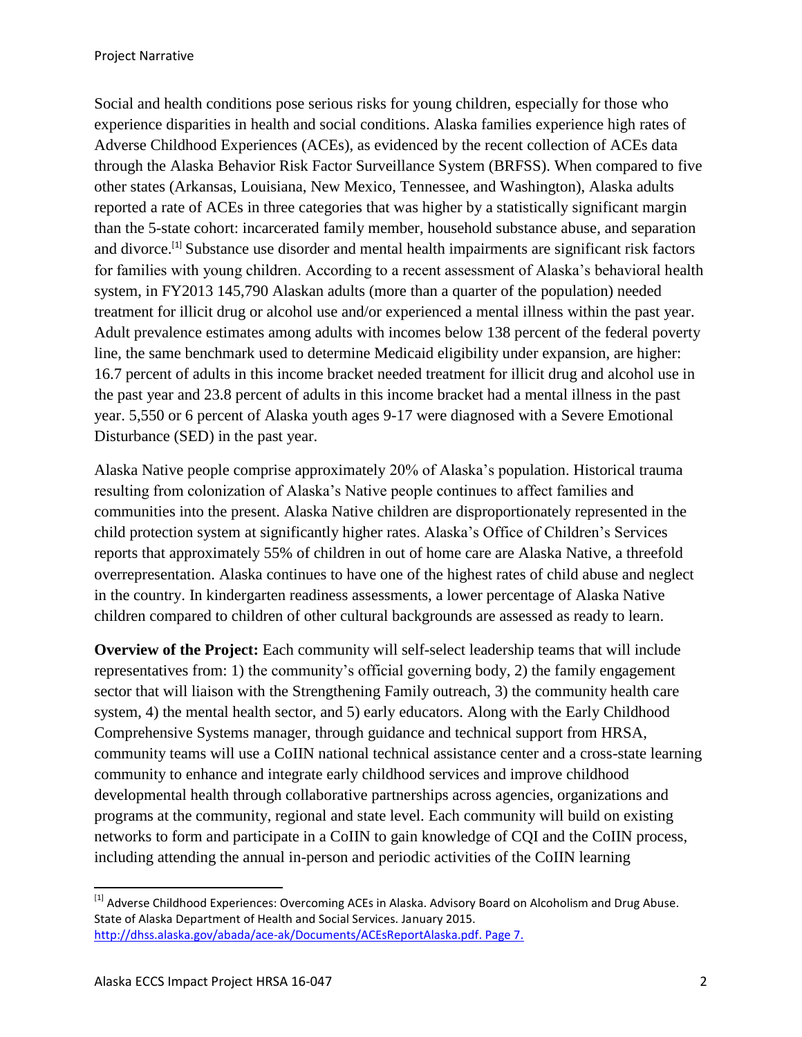Social and health conditions pose serious risks for young children, especially for those who experience disparities in health and social conditions. Alaska families experience high rates of Adverse Childhood Experiences (ACEs), as evidenced by the recent collection of ACEs data through the Alaska Behavior Risk Factor Surveillance System (BRFSS). When compared to five other states (Arkansas, Louisiana, New Mexico, Tennessee, and Washington), Alaska adults reported a rate of ACEs in three categories that was higher by a statistically significant margin than the 5-state cohort: incarcerated family member, household substance abuse, and separation and divorce.[1] Substance use disorder and mental health impairments are significant risk factors for families with young children. According to a recent assessment of Alaska's behavioral health system, in FY2013 145,790 Alaskan adults (more than a quarter of the population) needed treatment for illicit drug or alcohol use and/or experienced a mental illness within the past year. Adult prevalence estimates among adults with incomes below 138 percent of the federal poverty line, the same benchmark used to determine Medicaid eligibility under expansion, are higher: 16.7 percent of adults in this income bracket needed treatment for illicit drug and alcohol use in the past year and 23.8 percent of adults in this income bracket had a mental illness in the past year. 5,550 or 6 percent of Alaska youth ages 9-17 were diagnosed with a Severe Emotional Disturbance (SED) in the past year.

Alaska Native people comprise approximately 20% of Alaska's population. Historical trauma resulting from colonization of Alaska's Native people continues to affect families and communities into the present. Alaska Native children are disproportionately represented in the child protection system at significantly higher rates. Alaska's Office of Children's Services reports that approximately 55% of children in out of home care are Alaska Native, a threefold overrepresentation. Alaska continues to have one of the highest rates of child abuse and neglect in the country. In kindergarten readiness assessments, a lower percentage of Alaska Native children compared to children of other cultural backgrounds are assessed as ready to learn.

**Overview of the Project:** Each community will self-select leadership teams that will include representatives from: 1) the community's official governing body, 2) the family engagement sector that will liaison with the Strengthening Family outreach, 3) the community health care system, 4) the mental health sector, and 5) early educators. Along with the Early Childhood Comprehensive Systems manager, through guidance and technical support from HRSA, community teams will use a CoIIN national technical assistance center and a cross-state learning community to enhance and integrate early childhood services and improve childhood developmental health through collaborative partnerships across agencies, organizations and programs at the community, regional and state level. Each community will build on existing networks to form and participate in a CoIIN to gain knowledge of CQI and the CoIIN process, including attending the annual in-person and periodic activities of the CoIIN learning

---

[1] Adverse Childhood Experiences: Overcoming ACEs in Alaska. Advisory Board on Alcoholism and Drug Abuse. State of Alaska Department of Health and Social Services. January 2015. http://dhss.alaska.gov/abada/ace-ak/Documents/ACEsReportAlaska.pdf. Page 7.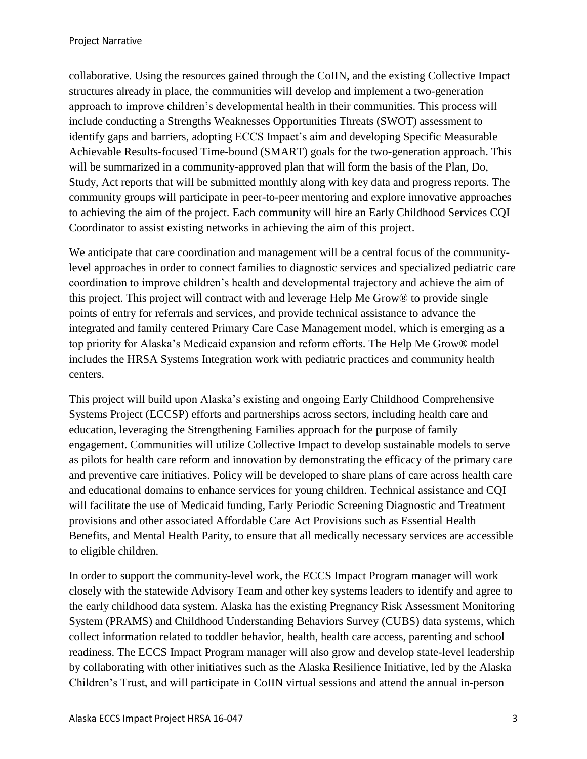collaborative. Using the resources gained through the CoIIN, and the existing Collective Impact structures already in place, the communities will develop and implement a two-generation approach to improve children's developmental health in their communities. This process will include conducting a Strengths Weaknesses Opportunities Threats (SWOT) assessment to identify gaps and barriers, adopting ECCS Impact's aim and developing Specific Measurable Achievable Results-focused Time-bound (SMART) goals for the two-generation approach. This will be summarized in a community-approved plan that will form the basis of the Plan, Do, Study, Act reports that will be submitted monthly along with key data and progress reports. The community groups will participate in peer-to-peer mentoring and explore innovative approaches to achieving the aim of the project. Each community will hire an Early Childhood Services CQI Coordinator to assist existing networks in achieving the aim of this project.

We anticipate that care coordination and management will be a central focus of the community-level approaches in order to connect families to diagnostic services and specialized pediatric care coordination to improve children's health and developmental trajectory and achieve the aim of this project. This project will contract with and leverage Help Me Grow® to provide single points of entry for referrals and services, and provide technical assistance to advance the integrated and family centered Primary Care Case Management model, which is emerging as a top priority for Alaska's Medicaid expansion and reform efforts. The Help Me Grow® model includes the HRSA Systems Integration work with pediatric practices and community health centers.

This project will build upon Alaska's existing and ongoing Early Childhood Comprehensive Systems Project (ECCSP) efforts and partnerships across sectors, including health care and education, leveraging the Strengthening Families approach for the purpose of family engagement. Communities will utilize Collective Impact to develop sustainable models to serve as pilots for health care reform and innovation by demonstrating the efficacy of the primary care and preventive care initiatives. Policy will be developed to share plans of care across health care and educational domains to enhance services for young children. Technical assistance and CQI will facilitate the use of Medicaid funding, Early Periodic Screening Diagnostic and Treatment provisions and other associated Affordable Care Act Provisions such as Essential Health Benefits, and Mental Health Parity, to ensure that all medically necessary services are accessible to eligible children.

In order to support the community-level work, the ECCS Impact Program manager will work closely with the statewide Advisory Team and other key systems leaders to identify and agree to the early childhood data system. Alaska has the existing Pregnancy Risk Assessment Monitoring System (PRAMS) and Childhood Understanding Behaviors Survey (CUBS) data systems, which collect information related to toddler behavior, health, health care access, parenting and school readiness. The ECCS Impact Program manager will also grow and develop state-level leadership by collaborating with other initiatives such as the Alaska Resilience Initiative, led by the Alaska Children's Trust, and will participate in CoIIN virtual sessions and attend the annual in-person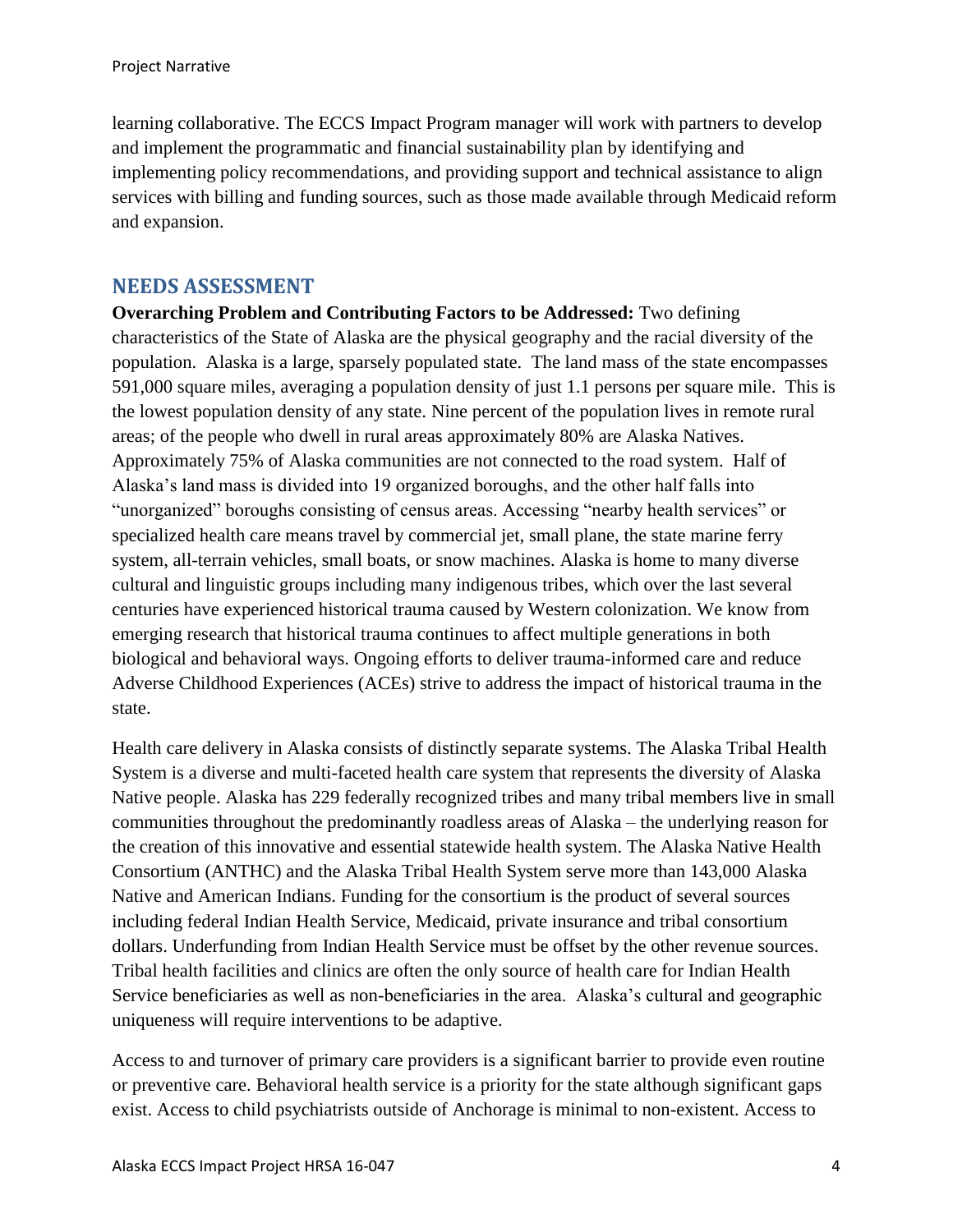learning collaborative. The ECCS Impact Program manager will work with partners to develop and implement the programmatic and financial sustainability plan by identifying and implementing policy recommendations, and providing support and technical assistance to align services with billing and funding sources, such as those made available through Medicaid reform and expansion.

## NEEDS ASSESSMENT

**Overarching Problem and Contributing Factors to be Addressed:** Two defining characteristics of the State of Alaska are the physical geography and the racial diversity of the population. Alaska is a large, sparsely populated state. The land mass of the state encompasses 591,000 square miles, averaging a population density of just 1.1 persons per square mile. This is the lowest population density of any state. Nine percent of the population lives in remote rural areas; of the people who dwell in rural areas approximately 80% are Alaska Natives. Approximately 75% of Alaska communities are not connected to the road system. Half of Alaska's land mass is divided into 19 organized boroughs, and the other half falls into "unorganized" boroughs consisting of census areas. Accessing "nearby health services" or specialized health care means travel by commercial jet, small plane, the state marine ferry system, all-terrain vehicles, small boats, or snow machines. Alaska is home to many diverse cultural and linguistic groups including many indigenous tribes, which over the last several centuries have experienced historical trauma caused by Western colonization. We know from emerging research that historical trauma continues to affect multiple generations in both biological and behavioral ways. Ongoing efforts to deliver trauma-informed care and reduce Adverse Childhood Experiences (ACEs) strive to address the impact of historical trauma in the state.

Health care delivery in Alaska consists of distinctly separate systems. The Alaska Tribal Health System is a diverse and multi-faceted health care system that represents the diversity of Alaska Native people. Alaska has 229 federally recognized tribes and many tribal members live in small communities throughout the predominantly roadless areas of Alaska – the underlying reason for the creation of this innovative and essential statewide health system. The Alaska Native Health Consortium (ANTHC) and the Alaska Tribal Health System serve more than 143,000 Alaska Native and American Indians. Funding for the consortium is the product of several sources including federal Indian Health Service, Medicaid, private insurance and tribal consortium dollars. Underfunding from Indian Health Service must be offset by the other revenue sources. Tribal health facilities and clinics are often the only source of health care for Indian Health Service beneficiaries as well as non-beneficiaries in the area. Alaska's cultural and geographic uniqueness will require interventions to be adaptive.

Access to and turnover of primary care providers is a significant barrier to provide even routine or preventive care. Behavioral health service is a priority for the state although significant gaps exist. Access to child psychiatrists outside of Anchorage is minimal to non-existent. Access to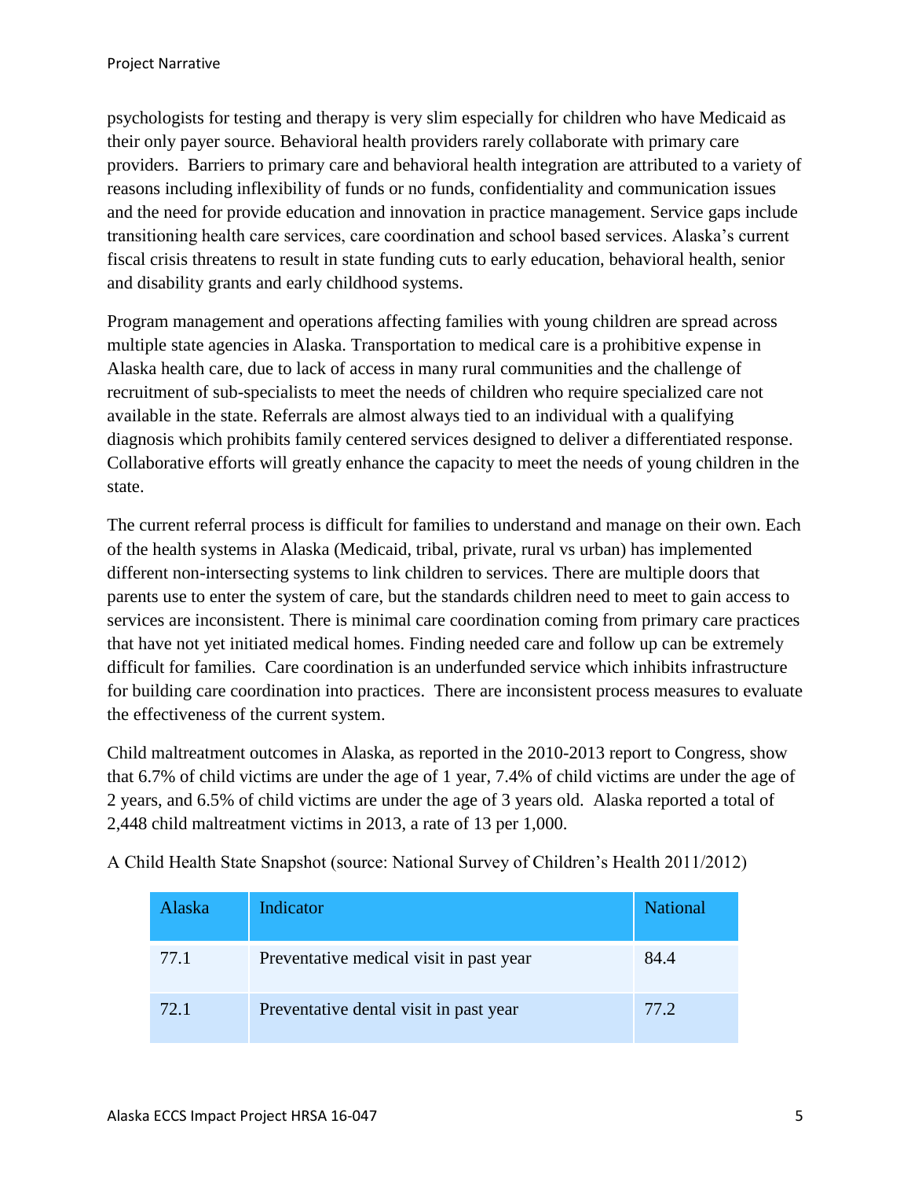psychologists for testing and therapy is very slim especially for children who have Medicaid as their only payer source. Behavioral health providers rarely collaborate with primary care providers. Barriers to primary care and behavioral health integration are attributed to a variety of reasons including inflexibility of funds or no funds, confidentiality and communication issues and the need for provide education and innovation in practice management. Service gaps include transitioning health care services, care coordination and school based services. Alaska's current fiscal crisis threatens to result in state funding cuts to early education, behavioral health, senior and disability grants and early childhood systems.

Program management and operations affecting families with young children are spread across multiple state agencies in Alaska. Transportation to medical care is a prohibitive expense in Alaska health care, due to lack of access in many rural communities and the challenge of recruitment of sub-specialists to meet the needs of children who require specialized care not available in the state. Referrals are almost always tied to an individual with a qualifying diagnosis which prohibits family centered services designed to deliver a differentiated response. Collaborative efforts will greatly enhance the capacity to meet the needs of young children in the state.

The current referral process is difficult for families to understand and manage on their own. Each of the health systems in Alaska (Medicaid, tribal, private, rural vs urban) has implemented different non-intersecting systems to link children to services. There are multiple doors that parents use to enter the system of care, but the standards children need to meet to gain access to services are inconsistent. There is minimal care coordination coming from primary care practices that have not yet initiated medical homes. Finding needed care and follow up can be extremely difficult for families. Care coordination is an underfunded service which inhibits infrastructure for building care coordination into practices. There are inconsistent process measures to evaluate the effectiveness of the current system.

Child maltreatment outcomes in Alaska, as reported in the 2010-2013 report to Congress, show that 6.7% of child victims are under the age of 1 year, 7.4% of child victims are under the age of 2 years, and 6.5% of child victims are under the age of 3 years old. Alaska reported a total of 2,448 child maltreatment victims in 2013, a rate of 13 per 1,000.

A Child Health State Snapshot (source: National Survey of Children's Health 2011/2012)

| Alaska | Indicator | National |
|---|---|---|
| 77.1 | Preventative medical visit in past year | 84.4 |
| 72.1 | Preventative dental visit in past year | 77.2 |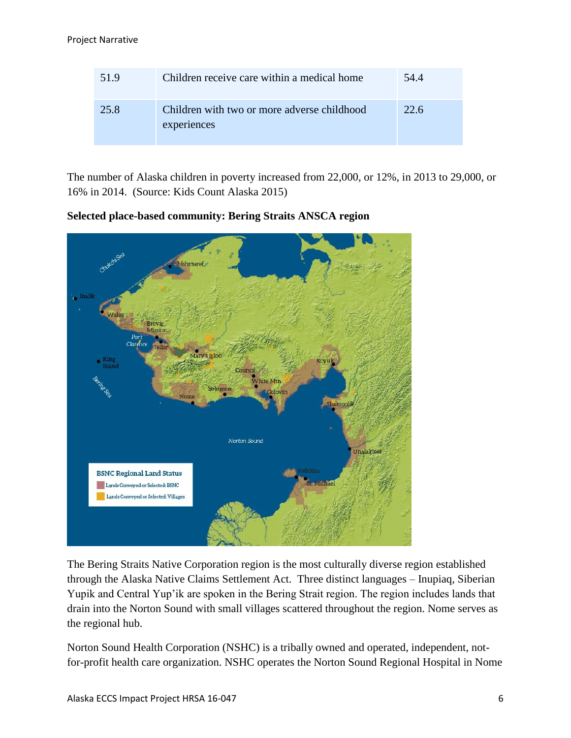| 51.9 | Children receive care within a medical home | 54.4 |
|---|---|---|
| 25.8 | Children with two or more adverse childhood experiences | 22.6 |

The number of Alaska children in poverty increased from 22,000, or 12%, in 2013 to 29,000, or 16% in 2014. (Source: Kids Count Alaska 2015)

**Selected place-based community: Bering Straits ANSCA region**

The Bering Straits Native Corporation region is the most culturally diverse region established through the Alaska Native Claims Settlement Act. Three distinct languages – Inupiaq, Siberian Yupik and Central Yup'ik are spoken in the Bering Strait region. The region includes lands that drain into the Norton Sound with small villages scattered throughout the region. Nome serves as the regional hub.

Norton Sound Health Corporation (NSHC) is a tribally owned and operated, independent, not-for-profit health care organization. NSHC operates the Norton Sound Regional Hospital in Nome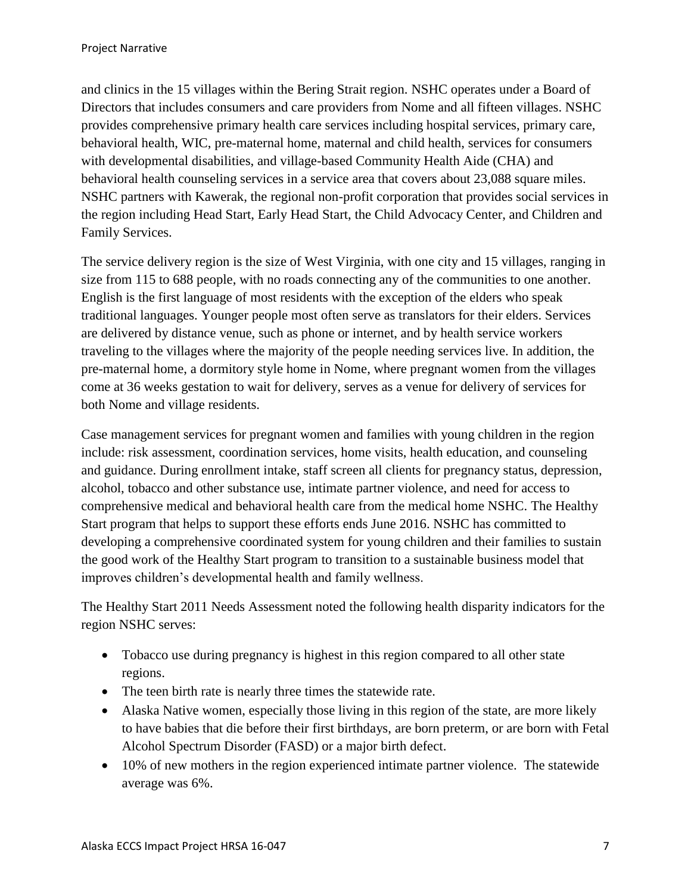and clinics in the 15 villages within the Bering Strait region. NSHC operates under a Board of Directors that includes consumers and care providers from Nome and all fifteen villages. NSHC provides comprehensive primary health care services including hospital services, primary care, behavioral health, WIC, pre-maternal home, maternal and child health, services for consumers with developmental disabilities, and village-based Community Health Aide (CHA) and behavioral health counseling services in a service area that covers about 23,088 square miles. NSHC partners with Kawerak, the regional non-profit corporation that provides social services in the region including Head Start, Early Head Start, the Child Advocacy Center, and Children and Family Services.

The service delivery region is the size of West Virginia, with one city and 15 villages, ranging in size from 115 to 688 people, with no roads connecting any of the communities to one another. English is the first language of most residents with the exception of the elders who speak traditional languages. Younger people most often serve as translators for their elders. Services are delivered by distance venue, such as phone or internet, and by health service workers traveling to the villages where the majority of the people needing services live. In addition, the pre-maternal home, a dormitory style home in Nome, where pregnant women from the villages come at 36 weeks gestation to wait for delivery, serves as a venue for delivery of services for both Nome and village residents.

Case management services for pregnant women and families with young children in the region include: risk assessment, coordination services, home visits, health education, and counseling and guidance. During enrollment intake, staff screen all clients for pregnancy status, depression, alcohol, tobacco and other substance use, intimate partner violence, and need for access to comprehensive medical and behavioral health care from the medical home NSHC. The Healthy Start program that helps to support these efforts ends June 2016. NSHC has committed to developing a comprehensive coordinated system for young children and their families to sustain the good work of the Healthy Start program to transition to a sustainable business model that improves children's developmental health and family wellness.

The Healthy Start 2011 Needs Assessment noted the following health disparity indicators for the region NSHC serves:

- Tobacco use during pregnancy is highest in this region compared to all other state regions.
- The teen birth rate is nearly three times the statewide rate.
- Alaska Native women, especially those living in this region of the state, are more likely to have babies that die before their first birthdays, are born preterm, or are born with Fetal Alcohol Spectrum Disorder (FASD) or a major birth defect.
- 10% of new mothers in the region experienced intimate partner violence. The statewide average was 6%.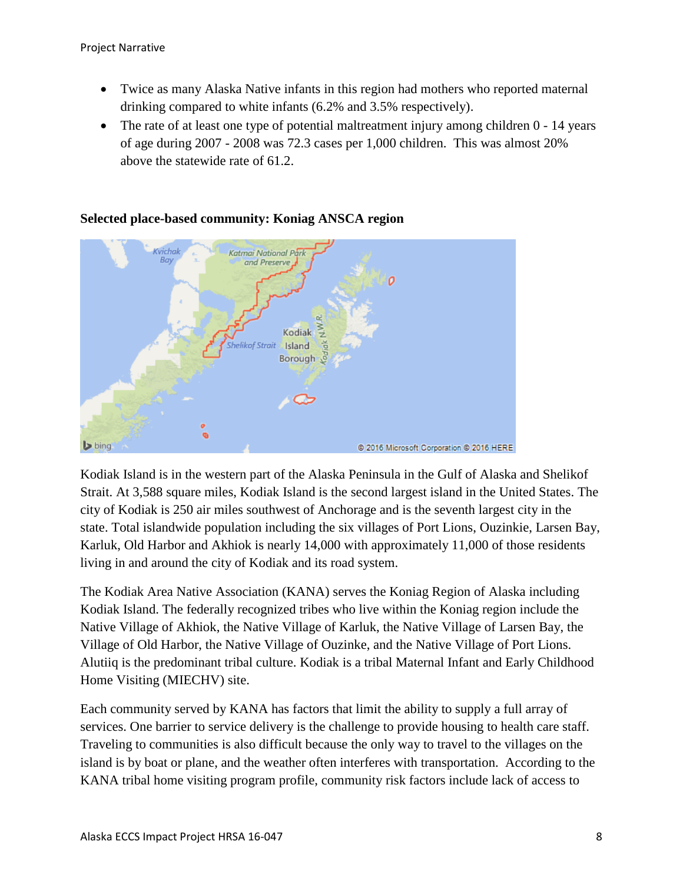- Twice as many Alaska Native infants in this region had mothers who reported maternal drinking compared to white infants (6.2% and 3.5% respectively).
- The rate of at least one type of potential maltreatment injury among children 0 - 14 years of age during 2007 - 2008 was 72.3 cases per 1,000 children. This was almost 20% above the statewide rate of 61.2.

**Selected place-based community: Koniag ANSCA region**

Kodiak Island is in the western part of the Alaska Peninsula in the Gulf of Alaska and Shelikof Strait. At 3,588 square miles, Kodiak Island is the second largest island in the United States. The city of Kodiak is 250 air miles southwest of Anchorage and is the seventh largest city in the state. Total islandwide population including the six villages of Port Lions, Ouzinkie, Larsen Bay, Karluk, Old Harbor and Akhiok is nearly 14,000 with approximately 11,000 of those residents living in and around the city of Kodiak and its road system.

The Kodiak Area Native Association (KANA) serves the Koniag Region of Alaska including Kodiak Island. The federally recognized tribes who live within the Koniag region include the Native Village of Akhiok, the Native Village of Karluk, the Native Village of Larsen Bay, the Village of Old Harbor, the Native Village of Ouzinke, and the Native Village of Port Lions. Alutiiq is the predominant tribal culture. Kodiak is a tribal Maternal Infant and Early Childhood Home Visiting (MIECHV) site.

Each community served by KANA has factors that limit the ability to supply a full array of services. One barrier to service delivery is the challenge to provide housing to health care staff. Traveling to communities is also difficult because the only way to travel to the villages on the island is by boat or plane, and the weather often interferes with transportation. According to the KANA tribal home visiting program profile, community risk factors include lack of access to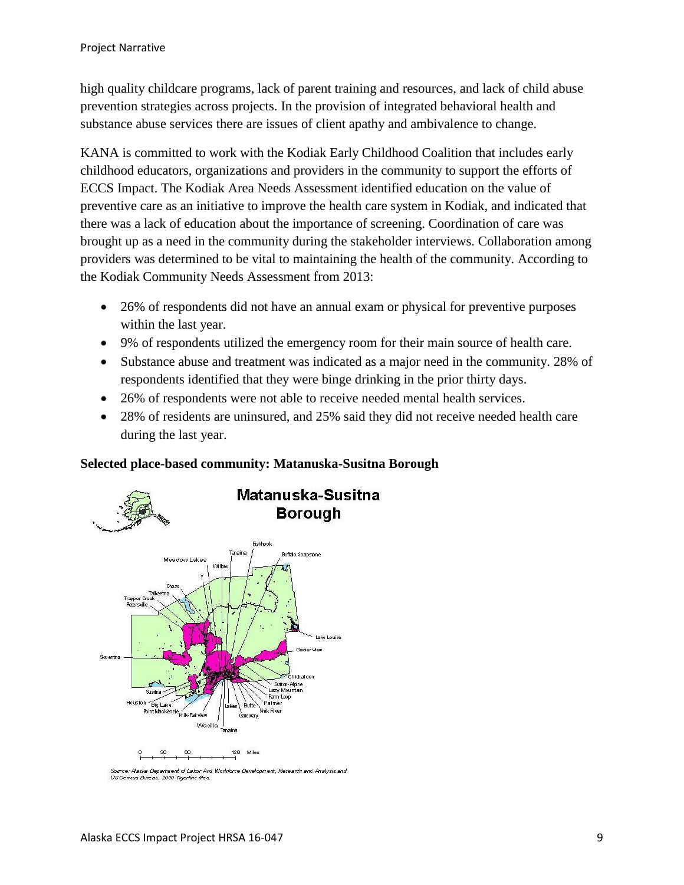high quality childcare programs, lack of parent training and resources, and lack of child abuse prevention strategies across projects. In the provision of integrated behavioral health and substance abuse services there are issues of client apathy and ambivalence to change.

KANA is committed to work with the Kodiak Early Childhood Coalition that includes early childhood educators, organizations and providers in the community to support the efforts of ECCS Impact. The Kodiak Area Needs Assessment identified education on the value of preventive care as an initiative to improve the health care system in Kodiak, and indicated that there was a lack of education about the importance of screening. Coordination of care was brought up as a need in the community during the stakeholder interviews. Collaboration among providers was determined to be vital to maintaining the health of the community. According to the Kodiak Community Needs Assessment from 2013:

- 26% of respondents did not have an annual exam or physical for preventive purposes within the last year.
- 9% of respondents utilized the emergency room for their main source of health care.
- Substance abuse and treatment was indicated as a major need in the community. 28% of respondents identified that they were binge drinking in the prior thirty days.
- 26% of respondents were not able to receive needed mental health services.
- 28% of residents are uninsured, and 25% said they did not receive needed health care during the last year.

**Selected place-based community: Matanuska-Susitna Borough**

Source: Alaska Department of Labor And Workforce Development, Research and Analysis and US Census Bureau, 2000 Tigerline files.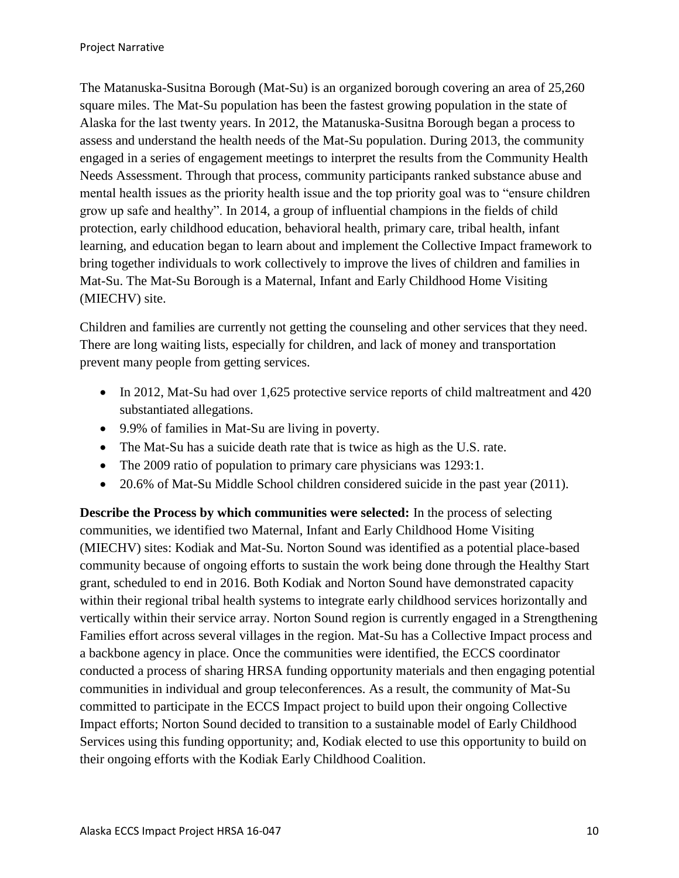The Matanuska-Susitna Borough (Mat-Su) is an organized borough covering an area of 25,260 square miles. The Mat-Su population has been the fastest growing population in the state of Alaska for the last twenty years. In 2012, the Matanuska-Susitna Borough began a process to assess and understand the health needs of the Mat-Su population. During 2013, the community engaged in a series of engagement meetings to interpret the results from the Community Health Needs Assessment. Through that process, community participants ranked substance abuse and mental health issues as the priority health issue and the top priority goal was to "ensure children grow up safe and healthy". In 2014, a group of influential champions in the fields of child protection, early childhood education, behavioral health, primary care, tribal health, infant learning, and education began to learn about and implement the Collective Impact framework to bring together individuals to work collectively to improve the lives of children and families in Mat-Su. The Mat-Su Borough is a Maternal, Infant and Early Childhood Home Visiting (MIECHV) site.

Children and families are currently not getting the counseling and other services that they need. There are long waiting lists, especially for children, and lack of money and transportation prevent many people from getting services.

- In 2012, Mat-Su had over 1,625 protective service reports of child maltreatment and 420 substantiated allegations.
- 9.9% of families in Mat-Su are living in poverty.
- The Mat-Su has a suicide death rate that is twice as high as the U.S. rate.
- The 2009 ratio of population to primary care physicians was 1293:1.
- 20.6% of Mat-Su Middle School children considered suicide in the past year (2011).

**Describe the Process by which communities were selected:** In the process of selecting communities, we identified two Maternal, Infant and Early Childhood Home Visiting (MIECHV) sites: Kodiak and Mat-Su. Norton Sound was identified as a potential place-based community because of ongoing efforts to sustain the work being done through the Healthy Start grant, scheduled to end in 2016. Both Kodiak and Norton Sound have demonstrated capacity within their regional tribal health systems to integrate early childhood services horizontally and vertically within their service array. Norton Sound region is currently engaged in a Strengthening Families effort across several villages in the region. Mat-Su has a Collective Impact process and a backbone agency in place. Once the communities were identified, the ECCS coordinator conducted a process of sharing HRSA funding opportunity materials and then engaging potential communities in individual and group teleconferences. As a result, the community of Mat-Su committed to participate in the ECCS Impact project to build upon their ongoing Collective Impact efforts; Norton Sound decided to transition to a sustainable model of Early Childhood Services using this funding opportunity; and, Kodiak elected to use this opportunity to build on their ongoing efforts with the Kodiak Early Childhood Coalition.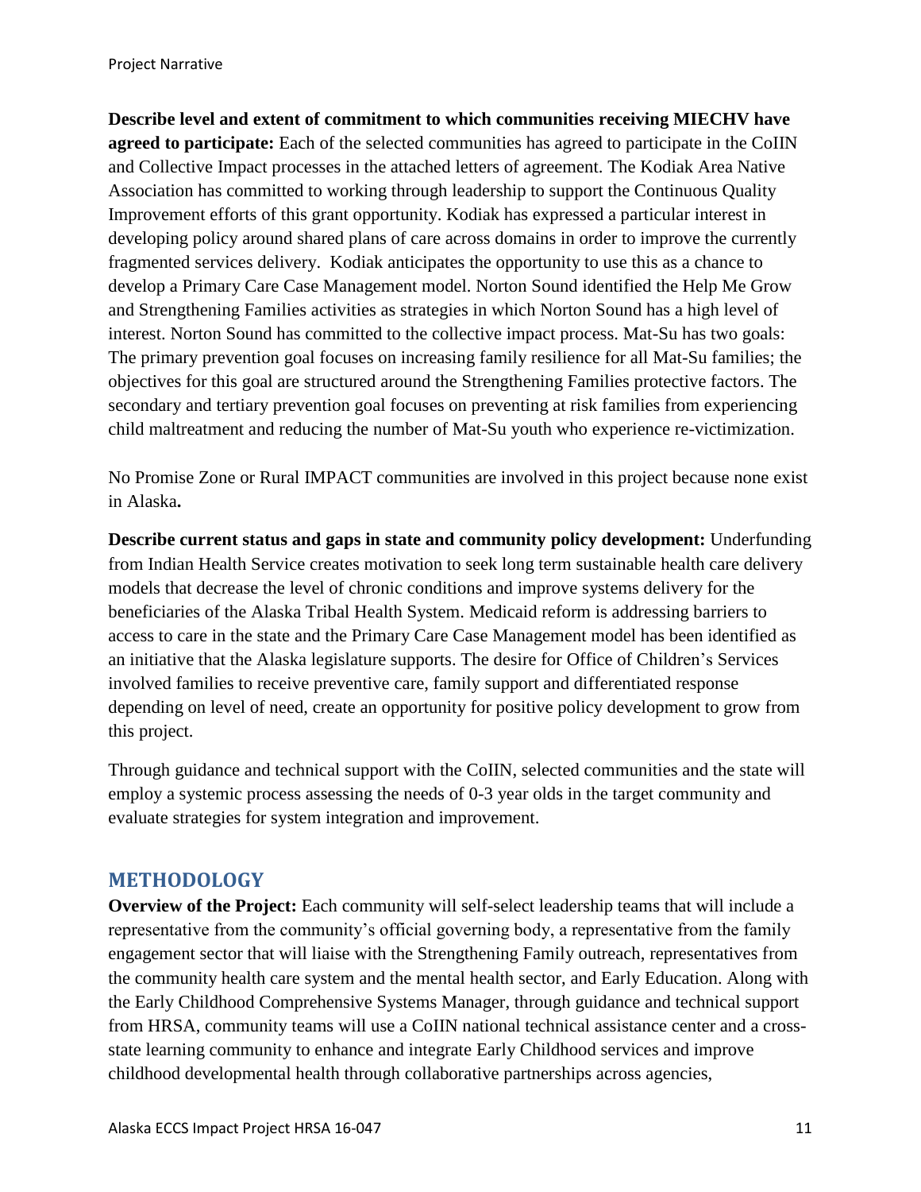**Describe level and extent of commitment to which communities receiving MIECHV have agreed to participate:** Each of the selected communities has agreed to participate in the CoIIN and Collective Impact processes in the attached letters of agreement. The Kodiak Area Native Association has committed to working through leadership to support the Continuous Quality Improvement efforts of this grant opportunity. Kodiak has expressed a particular interest in developing policy around shared plans of care across domains in order to improve the currently fragmented services delivery. Kodiak anticipates the opportunity to use this as a chance to develop a Primary Care Case Management model. Norton Sound identified the Help Me Grow and Strengthening Families activities as strategies in which Norton Sound has a high level of interest. Norton Sound has committed to the collective impact process. Mat-Su has two goals: The primary prevention goal focuses on increasing family resilience for all Mat-Su families; the objectives for this goal are structured around the Strengthening Families protective factors. The secondary and tertiary prevention goal focuses on preventing at risk families from experiencing child maltreatment and reducing the number of Mat-Su youth who experience re-victimization.

No Promise Zone or Rural IMPACT communities are involved in this project because none exist in Alaska**.**

**Describe current status and gaps in state and community policy development:** Underfunding from Indian Health Service creates motivation to seek long term sustainable health care delivery models that decrease the level of chronic conditions and improve systems delivery for the beneficiaries of the Alaska Tribal Health System. Medicaid reform is addressing barriers to access to care in the state and the Primary Care Case Management model has been identified as an initiative that the Alaska legislature supports. The desire for Office of Children's Services involved families to receive preventive care, family support and differentiated response depending on level of need, create an opportunity for positive policy development to grow from this project.

Through guidance and technical support with the CoIIN, selected communities and the state will employ a systemic process assessing the needs of 0-3 year olds in the target community and evaluate strategies for system integration and improvement.

## METHODOLOGY

**Overview of the Project:** Each community will self-select leadership teams that will include a representative from the community's official governing body, a representative from the family engagement sector that will liaise with the Strengthening Family outreach, representatives from the community health care system and the mental health sector, and Early Education. Along with the Early Childhood Comprehensive Systems Manager, through guidance and technical support from HRSA, community teams will use a CoIIN national technical assistance center and a cross-state learning community to enhance and integrate Early Childhood services and improve childhood developmental health through collaborative partnerships across agencies,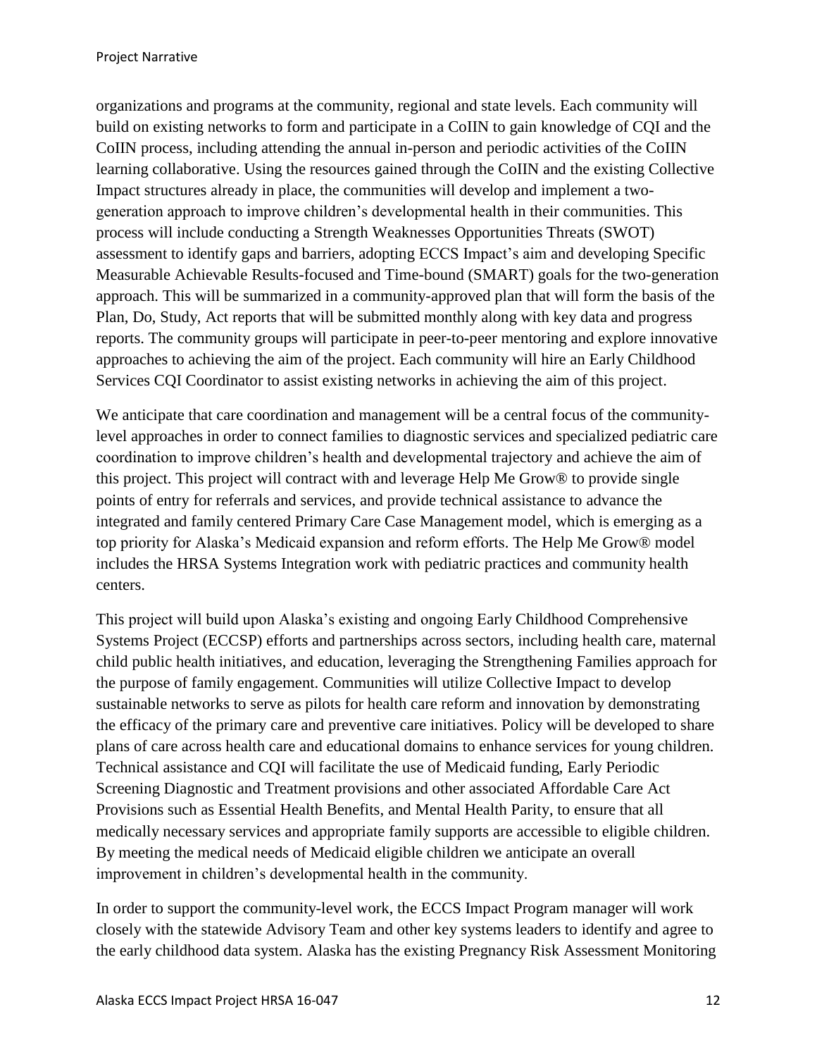organizations and programs at the community, regional and state levels. Each community will build on existing networks to form and participate in a CoIIN to gain knowledge of CQI and the CoIIN process, including attending the annual in-person and periodic activities of the CoIIN learning collaborative. Using the resources gained through the CoIIN and the existing Collective Impact structures already in place, the communities will develop and implement a two-generation approach to improve children's developmental health in their communities. This process will include conducting a Strength Weaknesses Opportunities Threats (SWOT) assessment to identify gaps and barriers, adopting ECCS Impact's aim and developing Specific Measurable Achievable Results-focused and Time-bound (SMART) goals for the two-generation approach. This will be summarized in a community-approved plan that will form the basis of the Plan, Do, Study, Act reports that will be submitted monthly along with key data and progress reports. The community groups will participate in peer-to-peer mentoring and explore innovative approaches to achieving the aim of the project. Each community will hire an Early Childhood Services CQI Coordinator to assist existing networks in achieving the aim of this project.

We anticipate that care coordination and management will be a central focus of the community-level approaches in order to connect families to diagnostic services and specialized pediatric care coordination to improve children's health and developmental trajectory and achieve the aim of this project. This project will contract with and leverage Help Me Grow® to provide single points of entry for referrals and services, and provide technical assistance to advance the integrated and family centered Primary Care Case Management model, which is emerging as a top priority for Alaska's Medicaid expansion and reform efforts. The Help Me Grow® model includes the HRSA Systems Integration work with pediatric practices and community health centers.

This project will build upon Alaska's existing and ongoing Early Childhood Comprehensive Systems Project (ECCSP) efforts and partnerships across sectors, including health care, maternal child public health initiatives, and education, leveraging the Strengthening Families approach for the purpose of family engagement. Communities will utilize Collective Impact to develop sustainable networks to serve as pilots for health care reform and innovation by demonstrating the efficacy of the primary care and preventive care initiatives. Policy will be developed to share plans of care across health care and educational domains to enhance services for young children. Technical assistance and CQI will facilitate the use of Medicaid funding, Early Periodic Screening Diagnostic and Treatment provisions and other associated Affordable Care Act Provisions such as Essential Health Benefits, and Mental Health Parity, to ensure that all medically necessary services and appropriate family supports are accessible to eligible children. By meeting the medical needs of Medicaid eligible children we anticipate an overall improvement in children's developmental health in the community.

In order to support the community-level work, the ECCS Impact Program manager will work closely with the statewide Advisory Team and other key systems leaders to identify and agree to the early childhood data system. Alaska has the existing Pregnancy Risk Assessment Monitoring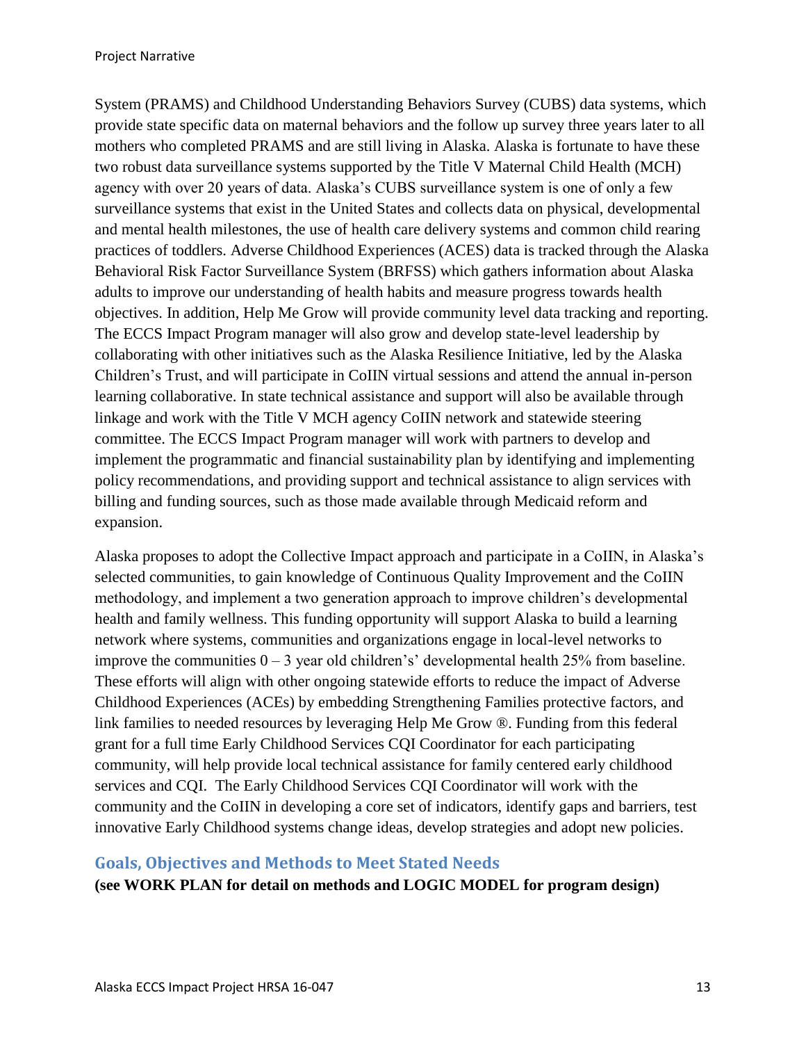System (PRAMS) and Childhood Understanding Behaviors Survey (CUBS) data systems, which provide state specific data on maternal behaviors and the follow up survey three years later to all mothers who completed PRAMS and are still living in Alaska. Alaska is fortunate to have these two robust data surveillance systems supported by the Title V Maternal Child Health (MCH) agency with over 20 years of data. Alaska's CUBS surveillance system is one of only a few surveillance systems that exist in the United States and collects data on physical, developmental and mental health milestones, the use of health care delivery systems and common child rearing practices of toddlers. Adverse Childhood Experiences (ACES) data is tracked through the Alaska Behavioral Risk Factor Surveillance System (BRFSS) which gathers information about Alaska adults to improve our understanding of health habits and measure progress towards health objectives. In addition, Help Me Grow will provide community level data tracking and reporting. The ECCS Impact Program manager will also grow and develop state-level leadership by collaborating with other initiatives such as the Alaska Resilience Initiative, led by the Alaska Children's Trust, and will participate in CoIIN virtual sessions and attend the annual in-person learning collaborative. In state technical assistance and support will also be available through linkage and work with the Title V MCH agency CoIIN network and statewide steering committee. The ECCS Impact Program manager will work with partners to develop and implement the programmatic and financial sustainability plan by identifying and implementing policy recommendations, and providing support and technical assistance to align services with billing and funding sources, such as those made available through Medicaid reform and expansion.

Alaska proposes to adopt the Collective Impact approach and participate in a CoIIN, in Alaska's selected communities, to gain knowledge of Continuous Quality Improvement and the CoIIN methodology, and implement a two generation approach to improve children's developmental health and family wellness. This funding opportunity will support Alaska to build a learning network where systems, communities and organizations engage in local-level networks to improve the communities 0 – 3 year old children's' developmental health 25% from baseline. These efforts will align with other ongoing statewide efforts to reduce the impact of Adverse Childhood Experiences (ACEs) by embedding Strengthening Families protective factors, and link families to needed resources by leveraging Help Me Grow ®. Funding from this federal grant for a full time Early Childhood Services CQI Coordinator for each participating community, will help provide local technical assistance for family centered early childhood services and CQI. The Early Childhood Services CQI Coordinator will work with the community and the CoIIN in developing a core set of indicators, identify gaps and barriers, test innovative Early Childhood systems change ideas, develop strategies and adopt new policies.

## Goals, Objectives and Methods to Meet Stated Needs

**(see WORK PLAN for detail on methods and LOGIC MODEL for program design)**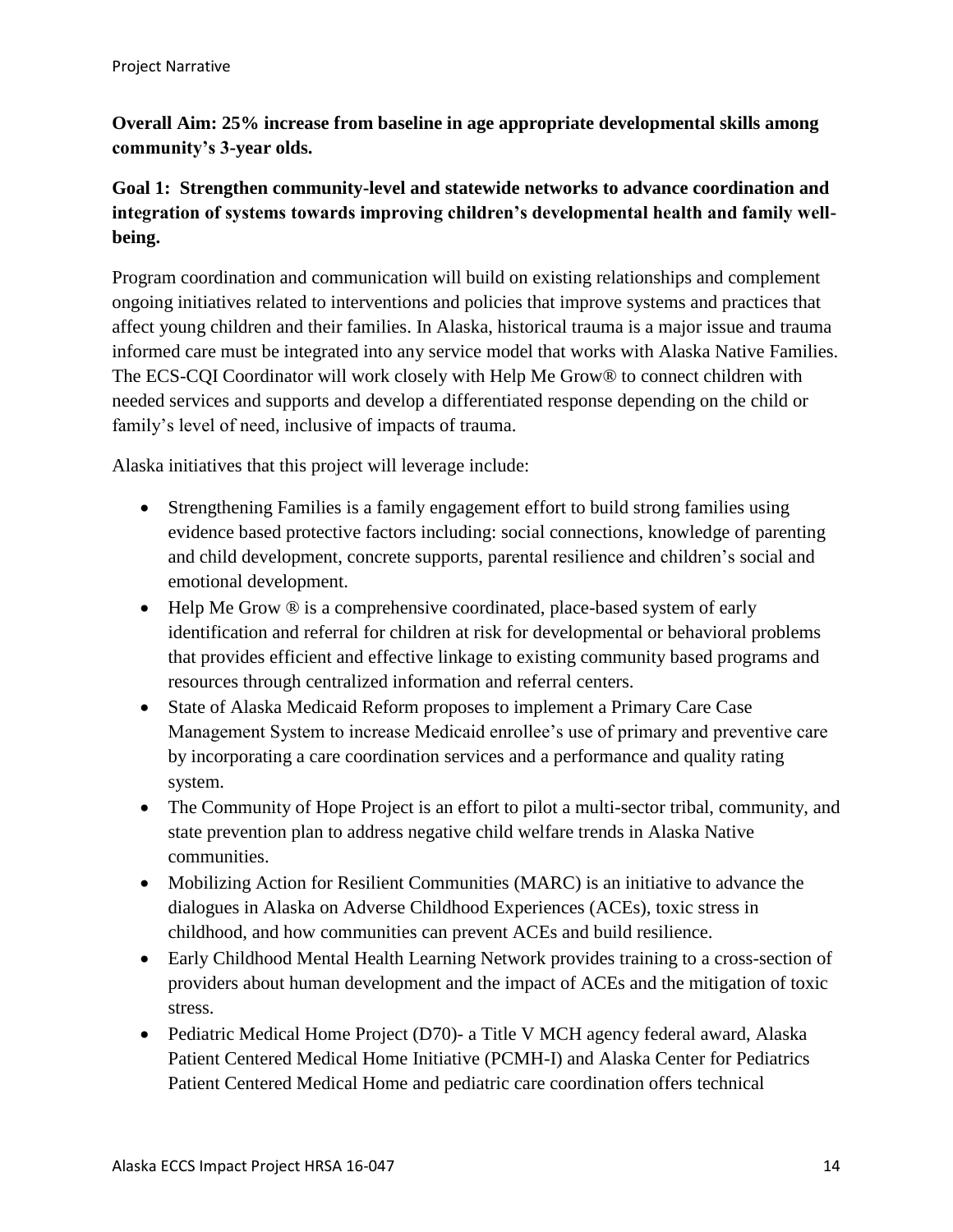**Overall Aim: 25% increase from baseline in age appropriate developmental skills among community's 3-year olds.**

**Goal 1: Strengthen community-level and statewide networks to advance coordination and integration of systems towards improving children's developmental health and family well-being.**

Program coordination and communication will build on existing relationships and complement ongoing initiatives related to interventions and policies that improve systems and practices that affect young children and their families. In Alaska, historical trauma is a major issue and trauma informed care must be integrated into any service model that works with Alaska Native Families. The ECS-CQI Coordinator will work closely with Help Me Grow® to connect children with needed services and supports and develop a differentiated response depending on the child or family's level of need, inclusive of impacts of trauma.

Alaska initiatives that this project will leverage include:

- Strengthening Families is a family engagement effort to build strong families using evidence based protective factors including: social connections, knowledge of parenting and child development, concrete supports, parental resilience and children's social and emotional development.
- Help Me Grow ® is a comprehensive coordinated, place-based system of early identification and referral for children at risk for developmental or behavioral problems that provides efficient and effective linkage to existing community based programs and resources through centralized information and referral centers.
- State of Alaska Medicaid Reform proposes to implement a Primary Care Case Management System to increase Medicaid enrollee's use of primary and preventive care by incorporating a care coordination services and a performance and quality rating system.
- The Community of Hope Project is an effort to pilot a multi-sector tribal, community, and state prevention plan to address negative child welfare trends in Alaska Native communities.
- Mobilizing Action for Resilient Communities (MARC) is an initiative to advance the dialogues in Alaska on Adverse Childhood Experiences (ACEs), toxic stress in childhood, and how communities can prevent ACEs and build resilience.
- Early Childhood Mental Health Learning Network provides training to a cross-section of providers about human development and the impact of ACEs and the mitigation of toxic stress.
- Pediatric Medical Home Project (D70)- a Title V MCH agency federal award, Alaska Patient Centered Medical Home Initiative (PCMH-I) and Alaska Center for Pediatrics Patient Centered Medical Home and pediatric care coordination offers technical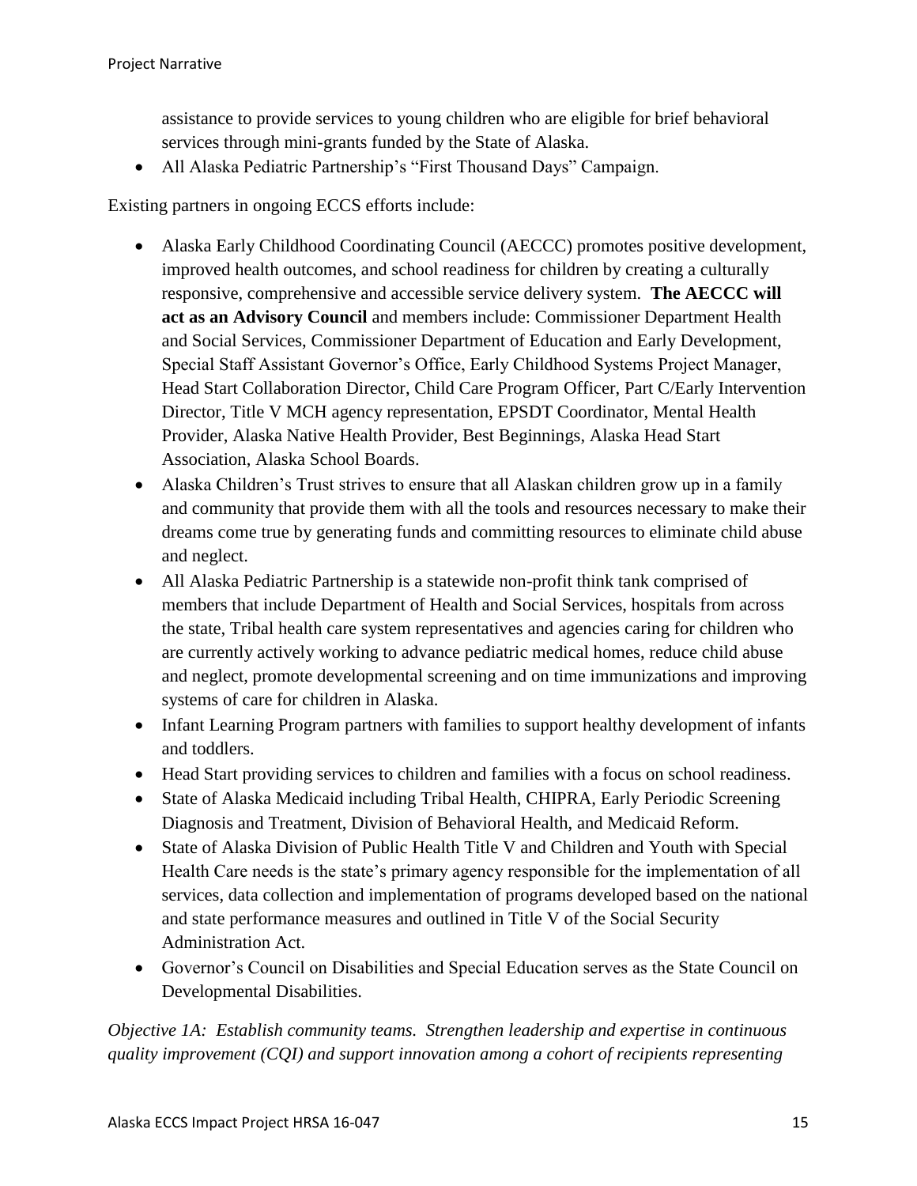assistance to provide services to young children who are eligible for brief behavioral services through mini-grants funded by the State of Alaska.

- All Alaska Pediatric Partnership's "First Thousand Days" Campaign.

Existing partners in ongoing ECCS efforts include:

- Alaska Early Childhood Coordinating Council (AECCC) promotes positive development, improved health outcomes, and school readiness for children by creating a culturally responsive, comprehensive and accessible service delivery system. **The AECCC will act as an Advisory Council** and members include: Commissioner Department Health and Social Services, Commissioner Department of Education and Early Development, Special Staff Assistant Governor's Office, Early Childhood Systems Project Manager, Head Start Collaboration Director, Child Care Program Officer, Part C/Early Intervention Director, Title V MCH agency representation, EPSDT Coordinator, Mental Health Provider, Alaska Native Health Provider, Best Beginnings, Alaska Head Start Association, Alaska School Boards.
- Alaska Children's Trust strives to ensure that all Alaskan children grow up in a family and community that provide them with all the tools and resources necessary to make their dreams come true by generating funds and committing resources to eliminate child abuse and neglect.
- All Alaska Pediatric Partnership is a statewide non-profit think tank comprised of members that include Department of Health and Social Services, hospitals from across the state, Tribal health care system representatives and agencies caring for children who are currently actively working to advance pediatric medical homes, reduce child abuse and neglect, promote developmental screening and on time immunizations and improving systems of care for children in Alaska.
- Infant Learning Program partners with families to support healthy development of infants and toddlers.
- Head Start providing services to children and families with a focus on school readiness.
- State of Alaska Medicaid including Tribal Health, CHIPRA, Early Periodic Screening Diagnosis and Treatment, Division of Behavioral Health, and Medicaid Reform.
- State of Alaska Division of Public Health Title V and Children and Youth with Special Health Care needs is the state's primary agency responsible for the implementation of all services, data collection and implementation of programs developed based on the national and state performance measures and outlined in Title V of the Social Security Administration Act.
- Governor's Council on Disabilities and Special Education serves as the State Council on Developmental Disabilities.

*Objective 1A: Establish community teams. Strengthen leadership and expertise in continuous quality improvement (CQI) and support innovation among a cohort of recipients representing*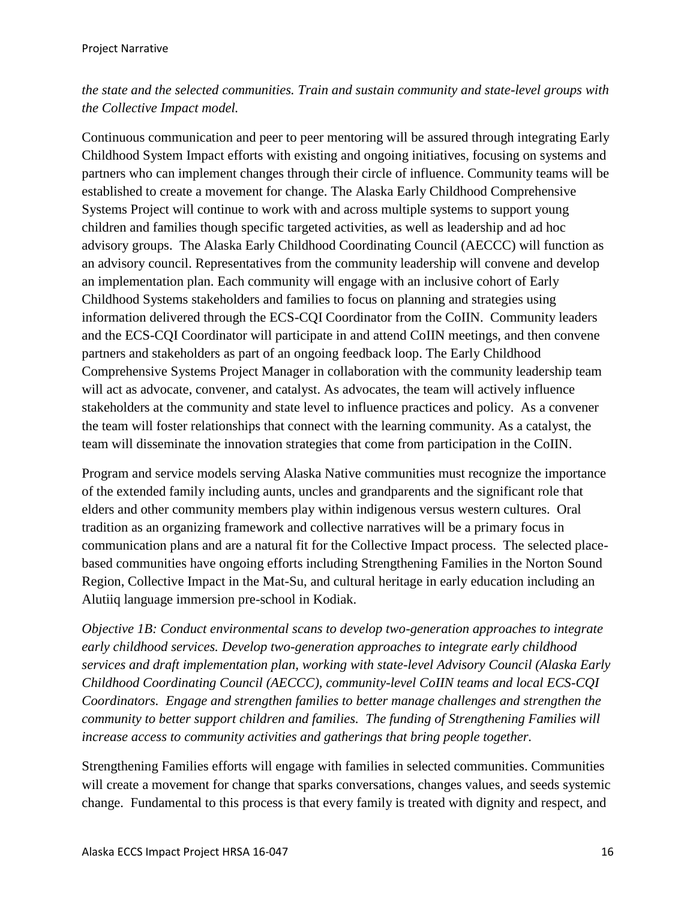*the state and the selected communities. Train and sustain community and state-level groups with the Collective Impact model.*

Continuous communication and peer to peer mentoring will be assured through integrating Early Childhood System Impact efforts with existing and ongoing initiatives, focusing on systems and partners who can implement changes through their circle of influence. Community teams will be established to create a movement for change. The Alaska Early Childhood Comprehensive Systems Project will continue to work with and across multiple systems to support young children and families though specific targeted activities, as well as leadership and ad hoc advisory groups. The Alaska Early Childhood Coordinating Council (AECCC) will function as an advisory council. Representatives from the community leadership will convene and develop an implementation plan. Each community will engage with an inclusive cohort of Early Childhood Systems stakeholders and families to focus on planning and strategies using information delivered through the ECS-CQI Coordinator from the CoIIN. Community leaders and the ECS-CQI Coordinator will participate in and attend CoIIN meetings, and then convene partners and stakeholders as part of an ongoing feedback loop. The Early Childhood Comprehensive Systems Project Manager in collaboration with the community leadership team will act as advocate, convener, and catalyst. As advocates, the team will actively influence stakeholders at the community and state level to influence practices and policy. As a convener the team will foster relationships that connect with the learning community. As a catalyst, the team will disseminate the innovation strategies that come from participation in the CoIIN.

Program and service models serving Alaska Native communities must recognize the importance of the extended family including aunts, uncles and grandparents and the significant role that elders and other community members play within indigenous versus western cultures. Oral tradition as an organizing framework and collective narratives will be a primary focus in communication plans and are a natural fit for the Collective Impact process. The selected place-based communities have ongoing efforts including Strengthening Families in the Norton Sound Region, Collective Impact in the Mat-Su, and cultural heritage in early education including an Alutiiq language immersion pre-school in Kodiak.

*Objective 1B: Conduct environmental scans to develop two-generation approaches to integrate early childhood services. Develop two-generation approaches to integrate early childhood services and draft implementation plan, working with state-level Advisory Council (Alaska Early Childhood Coordinating Council (AECCC), community-level CoIIN teams and local ECS-CQI Coordinators. Engage and strengthen families to better manage challenges and strengthen the community to better support children and families. The funding of Strengthening Families will increase access to community activities and gatherings that bring people together.*

Strengthening Families efforts will engage with families in selected communities. Communities will create a movement for change that sparks conversations, changes values, and seeds systemic change. Fundamental to this process is that every family is treated with dignity and respect, and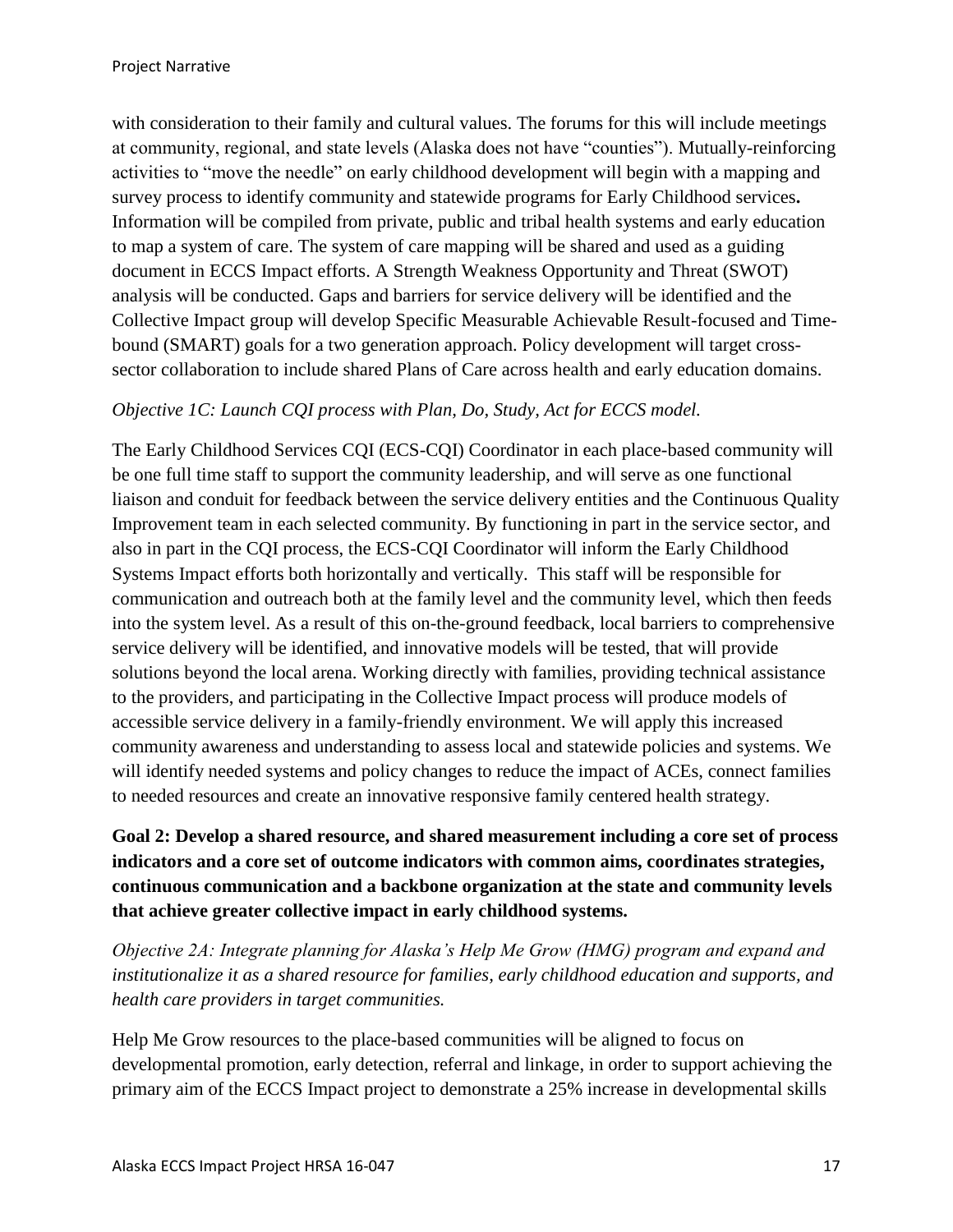with consideration to their family and cultural values. The forums for this will include meetings at community, regional, and state levels (Alaska does not have "counties"). Mutually-reinforcing activities to "move the needle" on early childhood development will begin with a mapping and survey process to identify community and statewide programs for Early Childhood services**.** Information will be compiled from private, public and tribal health systems and early education to map a system of care. The system of care mapping will be shared and used as a guiding document in ECCS Impact efforts. A Strength Weakness Opportunity and Threat (SWOT) analysis will be conducted. Gaps and barriers for service delivery will be identified and the Collective Impact group will develop Specific Measurable Achievable Result-focused and Time-bound (SMART) goals for a two generation approach. Policy development will target cross-sector collaboration to include shared Plans of Care across health and early education domains.

*Objective 1C: Launch CQI process with Plan, Do, Study, Act for ECCS model.*

The Early Childhood Services CQI (ECS-CQI) Coordinator in each place-based community will be one full time staff to support the community leadership, and will serve as one functional liaison and conduit for feedback between the service delivery entities and the Continuous Quality Improvement team in each selected community. By functioning in part in the service sector, and also in part in the CQI process, the ECS-CQI Coordinator will inform the Early Childhood Systems Impact efforts both horizontally and vertically. This staff will be responsible for communication and outreach both at the family level and the community level, which then feeds into the system level. As a result of this on-the-ground feedback, local barriers to comprehensive service delivery will be identified, and innovative models will be tested, that will provide solutions beyond the local arena. Working directly with families, providing technical assistance to the providers, and participating in the Collective Impact process will produce models of accessible service delivery in a family-friendly environment. We will apply this increased community awareness and understanding to assess local and statewide policies and systems. We will identify needed systems and policy changes to reduce the impact of ACEs, connect families to needed resources and create an innovative responsive family centered health strategy.

**Goal 2: Develop a shared resource, and shared measurement including a core set of process indicators and a core set of outcome indicators with common aims, coordinates strategies, continuous communication and a backbone organization at the state and community levels that achieve greater collective impact in early childhood systems.**

*Objective 2A: Integrate planning for Alaska's Help Me Grow (HMG) program and expand and institutionalize it as a shared resource for families, early childhood education and supports, and health care providers in target communities.*

Help Me Grow resources to the place-based communities will be aligned to focus on developmental promotion, early detection, referral and linkage, in order to support achieving the primary aim of the ECCS Impact project to demonstrate a 25% increase in developmental skills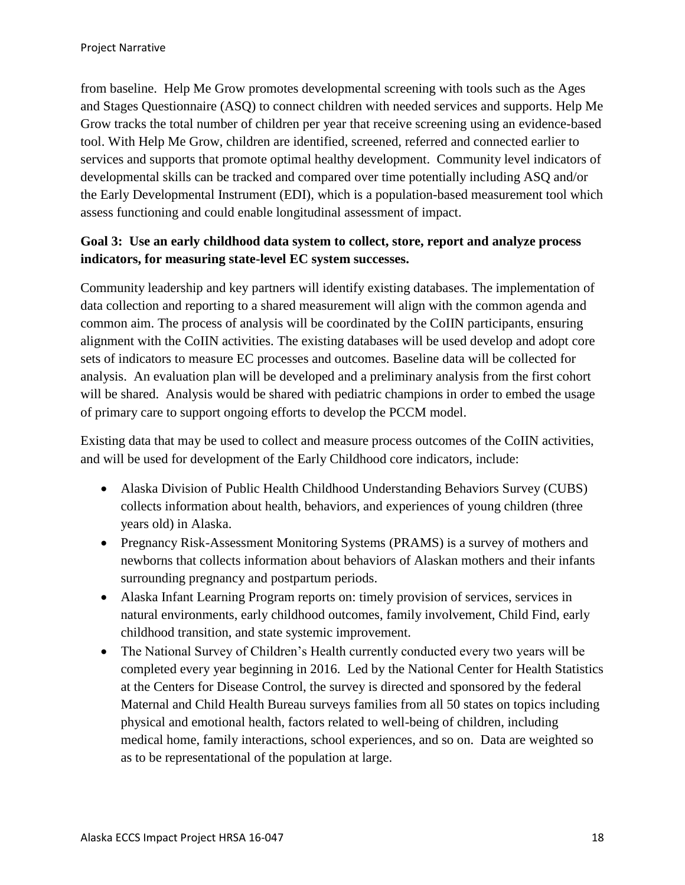from baseline. Help Me Grow promotes developmental screening with tools such as the Ages and Stages Questionnaire (ASQ) to connect children with needed services and supports. Help Me Grow tracks the total number of children per year that receive screening using an evidence-based tool. With Help Me Grow, children are identified, screened, referred and connected earlier to services and supports that promote optimal healthy development. Community level indicators of developmental skills can be tracked and compared over time potentially including ASQ and/or the Early Developmental Instrument (EDI), which is a population-based measurement tool which assess functioning and could enable longitudinal assessment of impact.

**Goal 3: Use an early childhood data system to collect, store, report and analyze process indicators, for measuring state-level EC system successes.**

Community leadership and key partners will identify existing databases. The implementation of data collection and reporting to a shared measurement will align with the common agenda and common aim. The process of analysis will be coordinated by the CoIIN participants, ensuring alignment with the CoIIN activities. The existing databases will be used develop and adopt core sets of indicators to measure EC processes and outcomes. Baseline data will be collected for analysis. An evaluation plan will be developed and a preliminary analysis from the first cohort will be shared. Analysis would be shared with pediatric champions in order to embed the usage of primary care to support ongoing efforts to develop the PCCM model.

Existing data that may be used to collect and measure process outcomes of the CoIIN activities, and will be used for development of the Early Childhood core indicators, include:

- Alaska Division of Public Health Childhood Understanding Behaviors Survey (CUBS) collects information about health, behaviors, and experiences of young children (three years old) in Alaska.
- Pregnancy Risk-Assessment Monitoring Systems (PRAMS) is a survey of mothers and newborns that collects information about behaviors of Alaskan mothers and their infants surrounding pregnancy and postpartum periods.
- Alaska Infant Learning Program reports on: timely provision of services, services in natural environments, early childhood outcomes, family involvement, Child Find, early childhood transition, and state systemic improvement.
- The National Survey of Children's Health currently conducted every two years will be completed every year beginning in 2016. Led by the National Center for Health Statistics at the Centers for Disease Control, the survey is directed and sponsored by the federal Maternal and Child Health Bureau surveys families from all 50 states on topics including physical and emotional health, factors related to well-being of children, including medical home, family interactions, school experiences, and so on. Data are weighted so as to be representational of the population at large.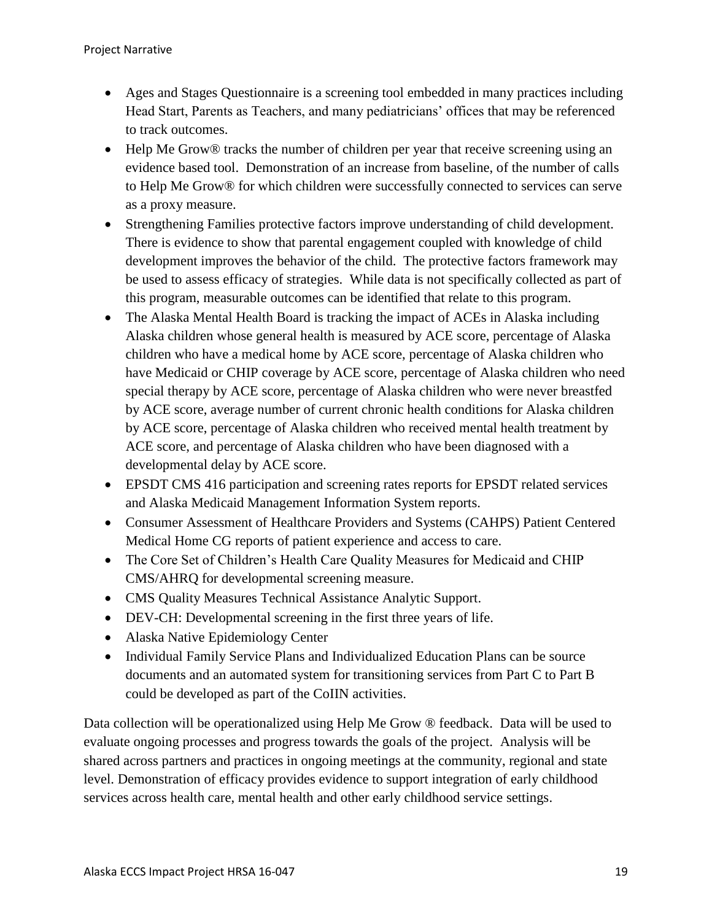- Ages and Stages Questionnaire is a screening tool embedded in many practices including Head Start, Parents as Teachers, and many pediatricians' offices that may be referenced to track outcomes.
- Help Me Grow® tracks the number of children per year that receive screening using an evidence based tool. Demonstration of an increase from baseline, of the number of calls to Help Me Grow® for which children were successfully connected to services can serve as a proxy measure.
- Strengthening Families protective factors improve understanding of child development. There is evidence to show that parental engagement coupled with knowledge of child development improves the behavior of the child. The protective factors framework may be used to assess efficacy of strategies. While data is not specifically collected as part of this program, measurable outcomes can be identified that relate to this program.
- The Alaska Mental Health Board is tracking the impact of ACEs in Alaska including Alaska children whose general health is measured by ACE score, percentage of Alaska children who have a medical home by ACE score, percentage of Alaska children who have Medicaid or CHIP coverage by ACE score, percentage of Alaska children who need special therapy by ACE score, percentage of Alaska children who were never breastfed by ACE score, average number of current chronic health conditions for Alaska children by ACE score, percentage of Alaska children who received mental health treatment by ACE score, and percentage of Alaska children who have been diagnosed with a developmental delay by ACE score.
- EPSDT CMS 416 participation and screening rates reports for EPSDT related services and Alaska Medicaid Management Information System reports.
- Consumer Assessment of Healthcare Providers and Systems (CAHPS) Patient Centered Medical Home CG reports of patient experience and access to care.
- The Core Set of Children's Health Care Quality Measures for Medicaid and CHIP CMS/AHRQ for developmental screening measure.
- CMS Quality Measures Technical Assistance Analytic Support.
- DEV-CH: Developmental screening in the first three years of life.
- Alaska Native Epidemiology Center
- Individual Family Service Plans and Individualized Education Plans can be source documents and an automated system for transitioning services from Part C to Part B could be developed as part of the CoIIN activities.

Data collection will be operationalized using Help Me Grow ® feedback. Data will be used to evaluate ongoing processes and progress towards the goals of the project. Analysis will be shared across partners and practices in ongoing meetings at the community, regional and state level. Demonstration of efficacy provides evidence to support integration of early childhood services across health care, mental health and other early childhood service settings.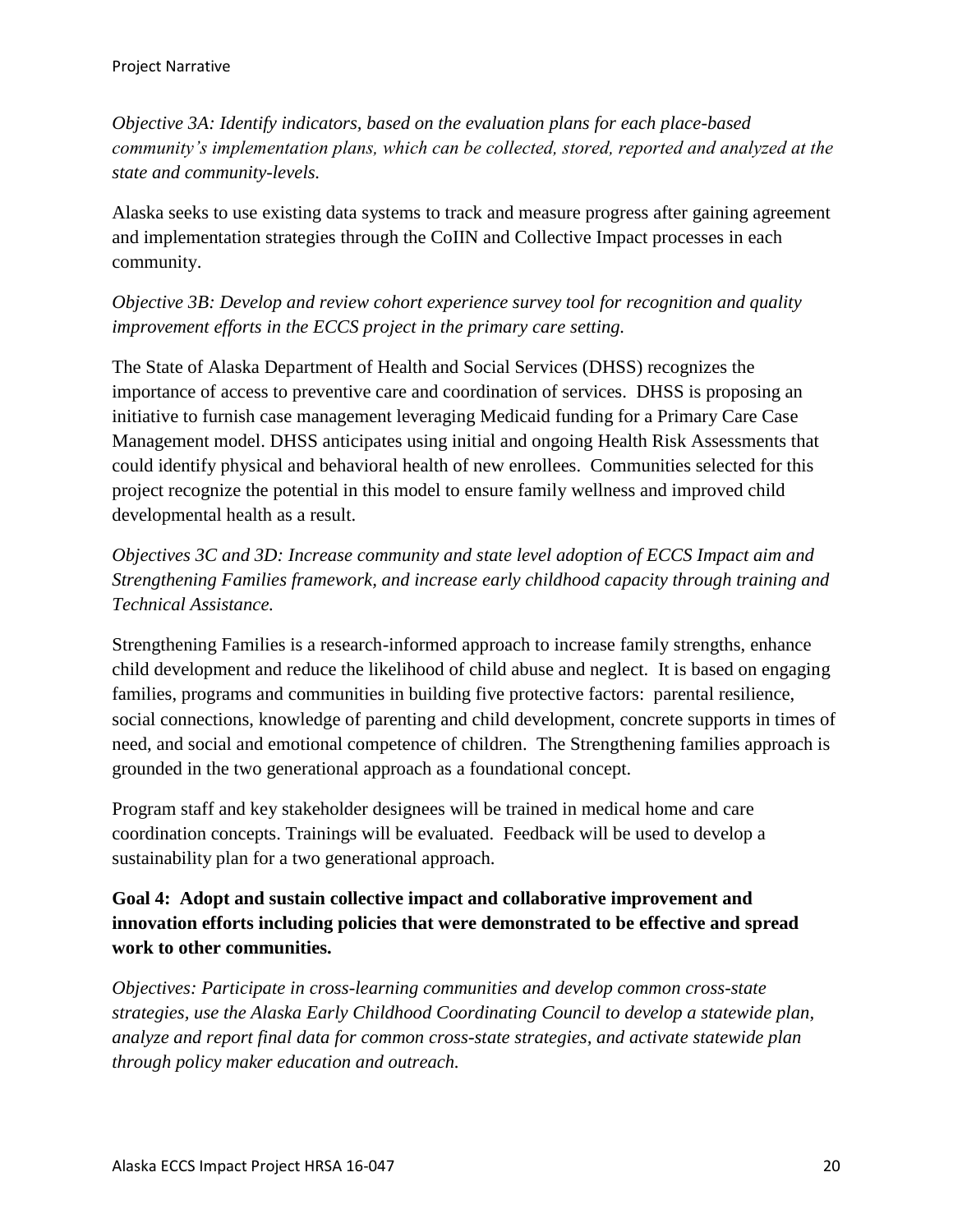*Objective 3A: Identify indicators, based on the evaluation plans for each place-based community's implementation plans, which can be collected, stored, reported and analyzed at the state and community-levels.*

Alaska seeks to use existing data systems to track and measure progress after gaining agreement and implementation strategies through the CoIIN and Collective Impact processes in each community.

*Objective 3B: Develop and review cohort experience survey tool for recognition and quality improvement efforts in the ECCS project in the primary care setting.*

The State of Alaska Department of Health and Social Services (DHSS) recognizes the importance of access to preventive care and coordination of services. DHSS is proposing an initiative to furnish case management leveraging Medicaid funding for a Primary Care Case Management model. DHSS anticipates using initial and ongoing Health Risk Assessments that could identify physical and behavioral health of new enrollees. Communities selected for this project recognize the potential in this model to ensure family wellness and improved child developmental health as a result.

*Objectives 3C and 3D: Increase community and state level adoption of ECCS Impact aim and Strengthening Families framework, and increase early childhood capacity through training and Technical Assistance.*

Strengthening Families is a research-informed approach to increase family strengths, enhance child development and reduce the likelihood of child abuse and neglect. It is based on engaging families, programs and communities in building five protective factors: parental resilience, social connections, knowledge of parenting and child development, concrete supports in times of need, and social and emotional competence of children. The Strengthening families approach is grounded in the two generational approach as a foundational concept.

Program staff and key stakeholder designees will be trained in medical home and care coordination concepts. Trainings will be evaluated. Feedback will be used to develop a sustainability plan for a two generational approach.

**Goal 4: Adopt and sustain collective impact and collaborative improvement and innovation efforts including policies that were demonstrated to be effective and spread work to other communities.**

*Objectives: Participate in cross-learning communities and develop common cross-state strategies, use the Alaska Early Childhood Coordinating Council to develop a statewide plan, analyze and report final data for common cross-state strategies, and activate statewide plan through policy maker education and outreach.*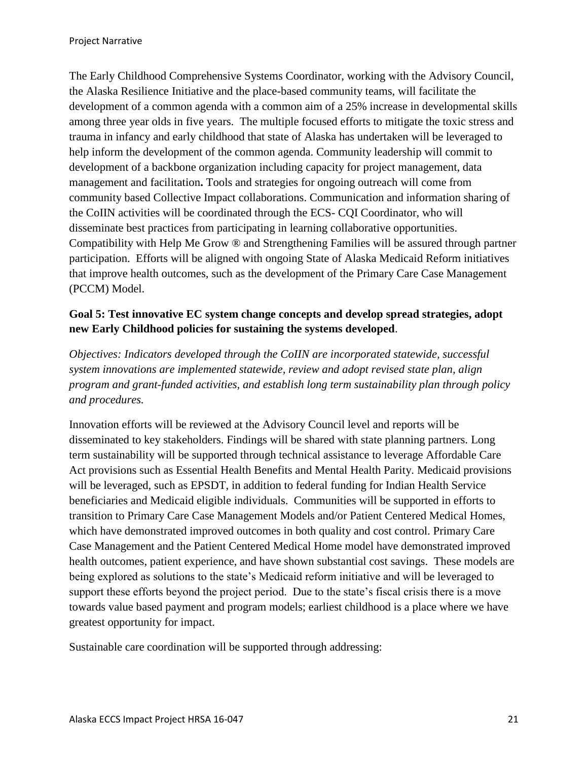The Early Childhood Comprehensive Systems Coordinator, working with the Advisory Council, the Alaska Resilience Initiative and the place-based community teams, will facilitate the development of a common agenda with a common aim of a 25% increase in developmental skills among three year olds in five years. The multiple focused efforts to mitigate the toxic stress and trauma in infancy and early childhood that state of Alaska has undertaken will be leveraged to help inform the development of the common agenda. Community leadership will commit to development of a backbone organization including capacity for project management, data management and facilitation**.** Tools and strategies for ongoing outreach will come from community based Collective Impact collaborations. Communication and information sharing of the CoIIN activities will be coordinated through the ECS- CQI Coordinator, who will disseminate best practices from participating in learning collaborative opportunities. Compatibility with Help Me Grow ® and Strengthening Families will be assured through partner participation. Efforts will be aligned with ongoing State of Alaska Medicaid Reform initiatives that improve health outcomes, such as the development of the Primary Care Case Management (PCCM) Model.

**Goal 5: Test innovative EC system change concepts and develop spread strategies, adopt new Early Childhood policies for sustaining the systems developed**.

*Objectives: Indicators developed through the CoIIN are incorporated statewide, successful system innovations are implemented statewide, review and adopt revised state plan, align program and grant-funded activities, and establish long term sustainability plan through policy and procedures.*

Innovation efforts will be reviewed at the Advisory Council level and reports will be disseminated to key stakeholders. Findings will be shared with state planning partners. Long term sustainability will be supported through technical assistance to leverage Affordable Care Act provisions such as Essential Health Benefits and Mental Health Parity. Medicaid provisions will be leveraged, such as EPSDT, in addition to federal funding for Indian Health Service beneficiaries and Medicaid eligible individuals. Communities will be supported in efforts to transition to Primary Care Case Management Models and/or Patient Centered Medical Homes, which have demonstrated improved outcomes in both quality and cost control. Primary Care Case Management and the Patient Centered Medical Home model have demonstrated improved health outcomes, patient experience, and have shown substantial cost savings. These models are being explored as solutions to the state's Medicaid reform initiative and will be leveraged to support these efforts beyond the project period. Due to the state's fiscal crisis there is a move towards value based payment and program models; earliest childhood is a place where we have greatest opportunity for impact.

Sustainable care coordination will be supported through addressing: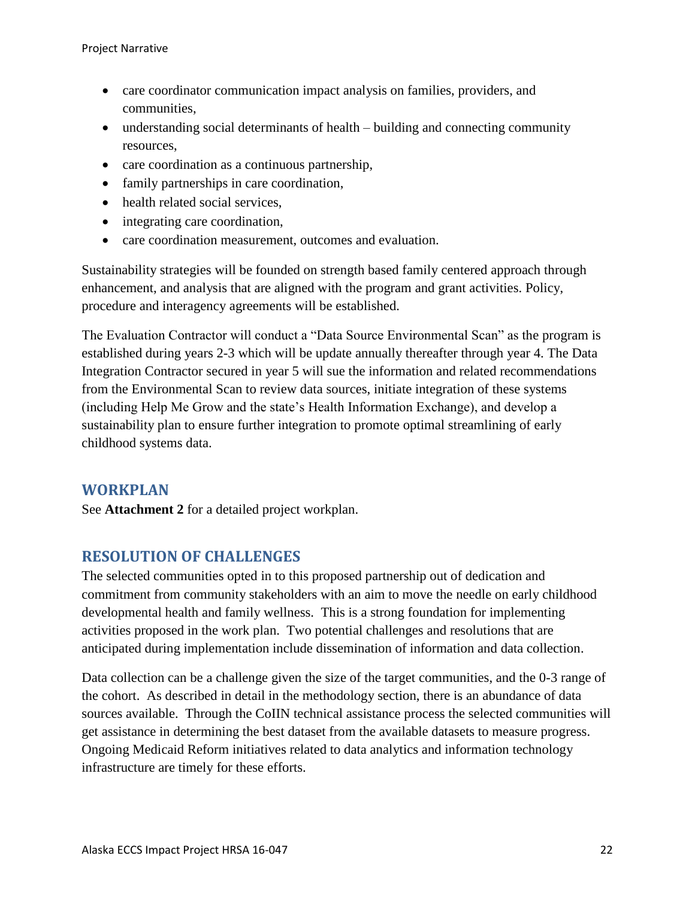- care coordinator communication impact analysis on families, providers, and communities,
- understanding social determinants of health – building and connecting community resources,
- care coordination as a continuous partnership,
- family partnerships in care coordination,
- health related social services,
- integrating care coordination,
- care coordination measurement, outcomes and evaluation.

Sustainability strategies will be founded on strength based family centered approach through enhancement, and analysis that are aligned with the program and grant activities. Policy, procedure and interagency agreements will be established.

The Evaluation Contractor will conduct a "Data Source Environmental Scan" as the program is established during years 2-3 which will be update annually thereafter through year 4. The Data Integration Contractor secured in year 5 will sue the information and related recommendations from the Environmental Scan to review data sources, initiate integration of these systems (including Help Me Grow and the state's Health Information Exchange), and develop a sustainability plan to ensure further integration to promote optimal streamlining of early childhood systems data.

## WORKPLAN

See **Attachment 2** for a detailed project workplan.

## RESOLUTION OF CHALLENGES

The selected communities opted in to this proposed partnership out of dedication and commitment from community stakeholders with an aim to move the needle on early childhood developmental health and family wellness. This is a strong foundation for implementing activities proposed in the work plan. Two potential challenges and resolutions that are anticipated during implementation include dissemination of information and data collection.

Data collection can be a challenge given the size of the target communities, and the 0-3 range of the cohort. As described in detail in the methodology section, there is an abundance of data sources available. Through the CoIIN technical assistance process the selected communities will get assistance in determining the best dataset from the available datasets to measure progress. Ongoing Medicaid Reform initiatives related to data analytics and information technology infrastructure are timely for these efforts.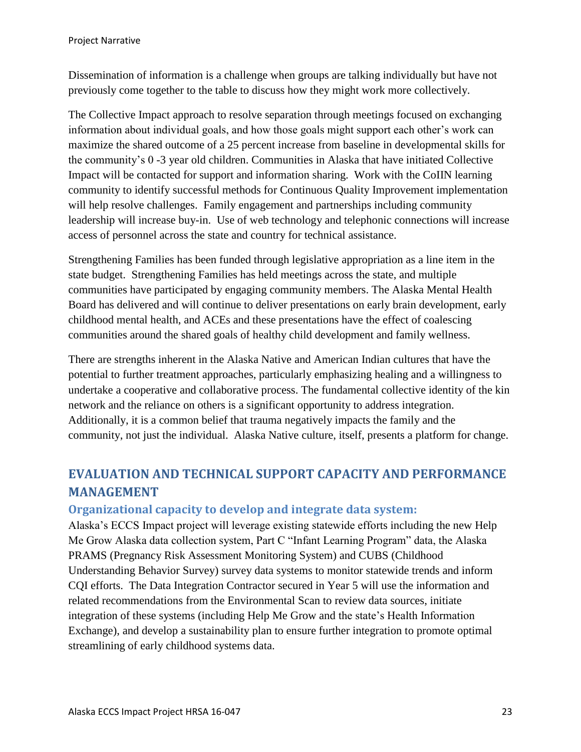Dissemination of information is a challenge when groups are talking individually but have not previously come together to the table to discuss how they might work more collectively.

The Collective Impact approach to resolve separation through meetings focused on exchanging information about individual goals, and how those goals might support each other's work can maximize the shared outcome of a 25 percent increase from baseline in developmental skills for the community's 0 -3 year old children. Communities in Alaska that have initiated Collective Impact will be contacted for support and information sharing. Work with the CoIIN learning community to identify successful methods for Continuous Quality Improvement implementation will help resolve challenges. Family engagement and partnerships including community leadership will increase buy-in. Use of web technology and telephonic connections will increase access of personnel across the state and country for technical assistance.

Strengthening Families has been funded through legislative appropriation as a line item in the state budget. Strengthening Families has held meetings across the state, and multiple communities have participated by engaging community members. The Alaska Mental Health Board has delivered and will continue to deliver presentations on early brain development, early childhood mental health, and ACEs and these presentations have the effect of coalescing communities around the shared goals of healthy child development and family wellness.

There are strengths inherent in the Alaska Native and American Indian cultures that have the potential to further treatment approaches, particularly emphasizing healing and a willingness to undertake a cooperative and collaborative process. The fundamental collective identity of the kin network and the reliance on others is a significant opportunity to address integration. Additionally, it is a common belief that trauma negatively impacts the family and the community, not just the individual. Alaska Native culture, itself, presents a platform for change.

## EVALUATION AND TECHNICAL SUPPORT CAPACITY AND PERFORMANCE MANAGEMENT

### Organizational capacity to develop and integrate data system:

Alaska's ECCS Impact project will leverage existing statewide efforts including the new Help Me Grow Alaska data collection system, Part C "Infant Learning Program" data, the Alaska PRAMS (Pregnancy Risk Assessment Monitoring System) and CUBS (Childhood Understanding Behavior Survey) survey data systems to monitor statewide trends and inform CQI efforts. The Data Integration Contractor secured in Year 5 will use the information and related recommendations from the Environmental Scan to review data sources, initiate integration of these systems (including Help Me Grow and the state's Health Information Exchange), and develop a sustainability plan to ensure further integration to promote optimal streamlining of early childhood systems data.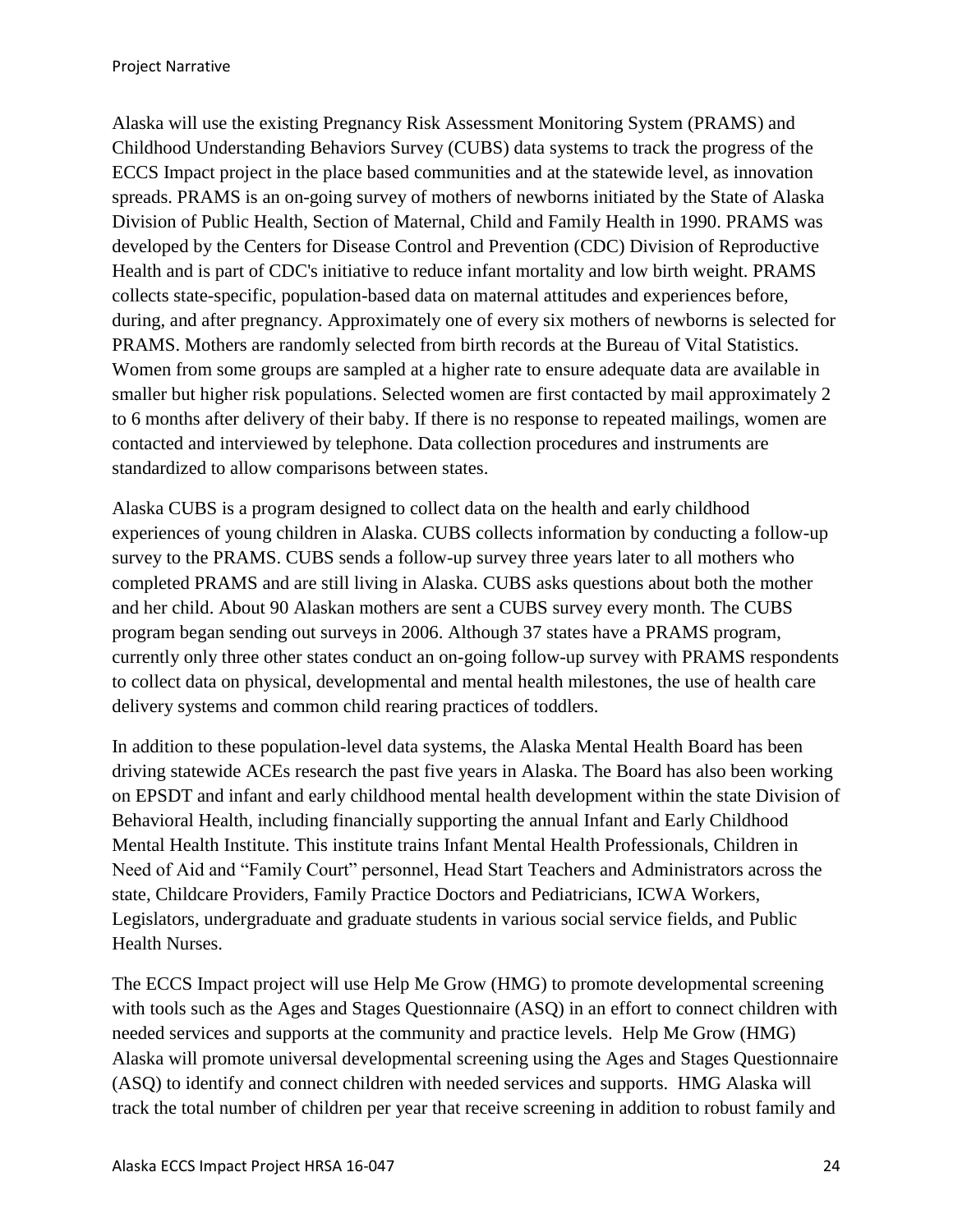Alaska will use the existing Pregnancy Risk Assessment Monitoring System (PRAMS) and Childhood Understanding Behaviors Survey (CUBS) data systems to track the progress of the ECCS Impact project in the place based communities and at the statewide level, as innovation spreads. PRAMS is an on-going survey of mothers of newborns initiated by the State of Alaska Division of Public Health, Section of Maternal, Child and Family Health in 1990. PRAMS was developed by the Centers for Disease Control and Prevention (CDC) Division of Reproductive Health and is part of CDC's initiative to reduce infant mortality and low birth weight. PRAMS collects state-specific, population-based data on maternal attitudes and experiences before, during, and after pregnancy. Approximately one of every six mothers of newborns is selected for PRAMS. Mothers are randomly selected from birth records at the Bureau of Vital Statistics. Women from some groups are sampled at a higher rate to ensure adequate data are available in smaller but higher risk populations. Selected women are first contacted by mail approximately 2 to 6 months after delivery of their baby. If there is no response to repeated mailings, women are contacted and interviewed by telephone. Data collection procedures and instruments are standardized to allow comparisons between states.

Alaska CUBS is a program designed to collect data on the health and early childhood experiences of young children in Alaska. CUBS collects information by conducting a follow-up survey to the PRAMS. CUBS sends a follow-up survey three years later to all mothers who completed PRAMS and are still living in Alaska. CUBS asks questions about both the mother and her child. About 90 Alaskan mothers are sent a CUBS survey every month. The CUBS program began sending out surveys in 2006. Although 37 states have a PRAMS program, currently only three other states conduct an on-going follow-up survey with PRAMS respondents to collect data on physical, developmental and mental health milestones, the use of health care delivery systems and common child rearing practices of toddlers.

In addition to these population-level data systems, the Alaska Mental Health Board has been driving statewide ACEs research the past five years in Alaska. The Board has also been working on EPSDT and infant and early childhood mental health development within the state Division of Behavioral Health, including financially supporting the annual Infant and Early Childhood Mental Health Institute. This institute trains Infant Mental Health Professionals, Children in Need of Aid and "Family Court" personnel, Head Start Teachers and Administrators across the state, Childcare Providers, Family Practice Doctors and Pediatricians, ICWA Workers, Legislators, undergraduate and graduate students in various social service fields, and Public Health Nurses.

The ECCS Impact project will use Help Me Grow (HMG) to promote developmental screening with tools such as the Ages and Stages Questionnaire (ASQ) in an effort to connect children with needed services and supports at the community and practice levels. Help Me Grow (HMG) Alaska will promote universal developmental screening using the Ages and Stages Questionnaire (ASQ) to identify and connect children with needed services and supports. HMG Alaska will track the total number of children per year that receive screening in addition to robust family and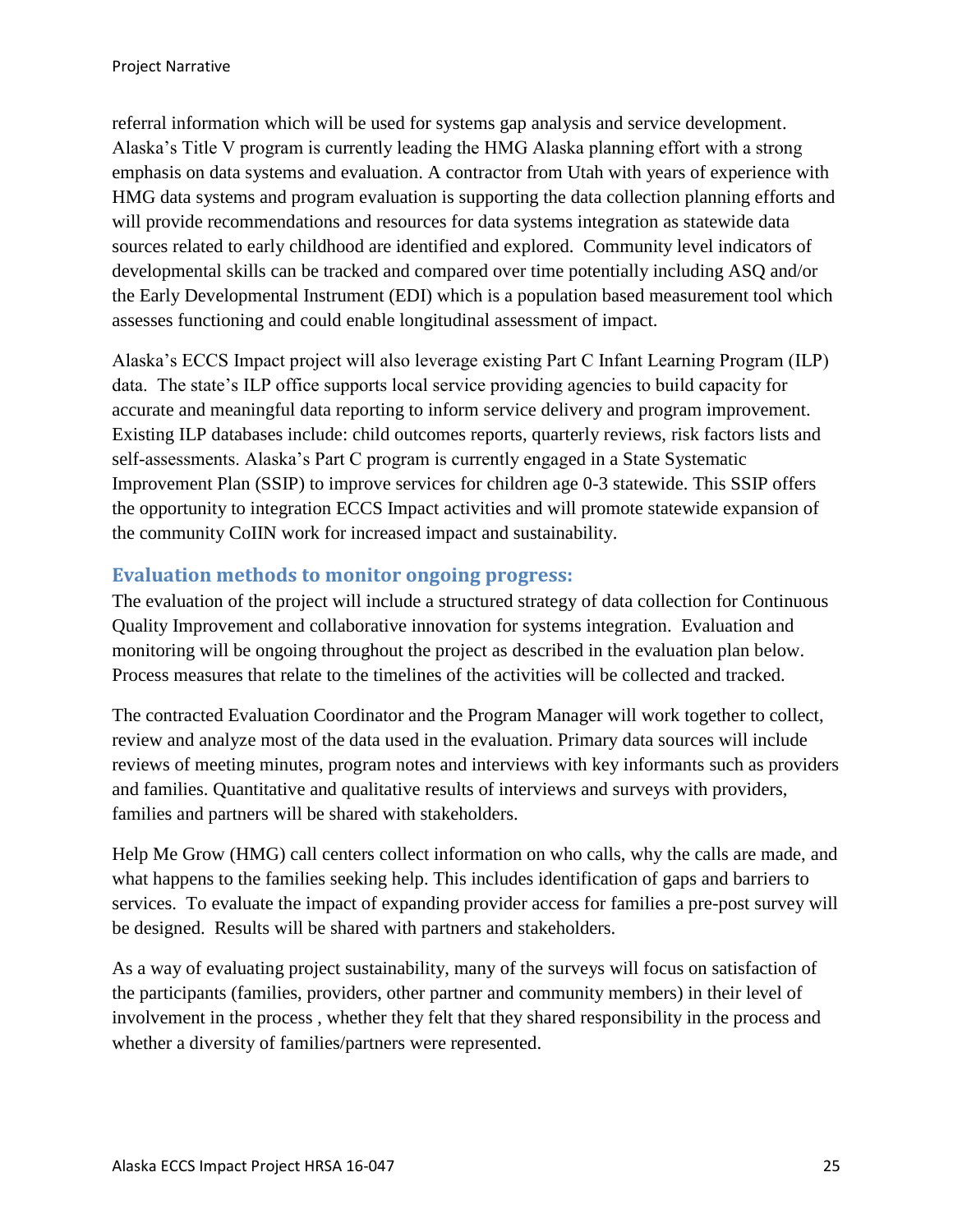referral information which will be used for systems gap analysis and service development. Alaska's Title V program is currently leading the HMG Alaska planning effort with a strong emphasis on data systems and evaluation. A contractor from Utah with years of experience with HMG data systems and program evaluation is supporting the data collection planning efforts and will provide recommendations and resources for data systems integration as statewide data sources related to early childhood are identified and explored. Community level indicators of developmental skills can be tracked and compared over time potentially including ASQ and/or the Early Developmental Instrument (EDI) which is a population based measurement tool which assesses functioning and could enable longitudinal assessment of impact.

Alaska's ECCS Impact project will also leverage existing Part C Infant Learning Program (ILP) data. The state's ILP office supports local service providing agencies to build capacity for accurate and meaningful data reporting to inform service delivery and program improvement. Existing ILP databases include: child outcomes reports, quarterly reviews, risk factors lists and self-assessments. Alaska's Part C program is currently engaged in a State Systematic Improvement Plan (SSIP) to improve services for children age 0-3 statewide. This SSIP offers the opportunity to integration ECCS Impact activities and will promote statewide expansion of the community CoIIN work for increased impact and sustainability.

## Evaluation methods to monitor ongoing progress:

The evaluation of the project will include a structured strategy of data collection for Continuous Quality Improvement and collaborative innovation for systems integration. Evaluation and monitoring will be ongoing throughout the project as described in the evaluation plan below. Process measures that relate to the timelines of the activities will be collected and tracked.

The contracted Evaluation Coordinator and the Program Manager will work together to collect, review and analyze most of the data used in the evaluation. Primary data sources will include reviews of meeting minutes, program notes and interviews with key informants such as providers and families. Quantitative and qualitative results of interviews and surveys with providers, families and partners will be shared with stakeholders.

Help Me Grow (HMG) call centers collect information on who calls, why the calls are made, and what happens to the families seeking help. This includes identification of gaps and barriers to services. To evaluate the impact of expanding provider access for families a pre-post survey will be designed. Results will be shared with partners and stakeholders.

As a way of evaluating project sustainability, many of the surveys will focus on satisfaction of the participants (families, providers, other partner and community members) in their level of involvement in the process , whether they felt that they shared responsibility in the process and whether a diversity of families/partners were represented.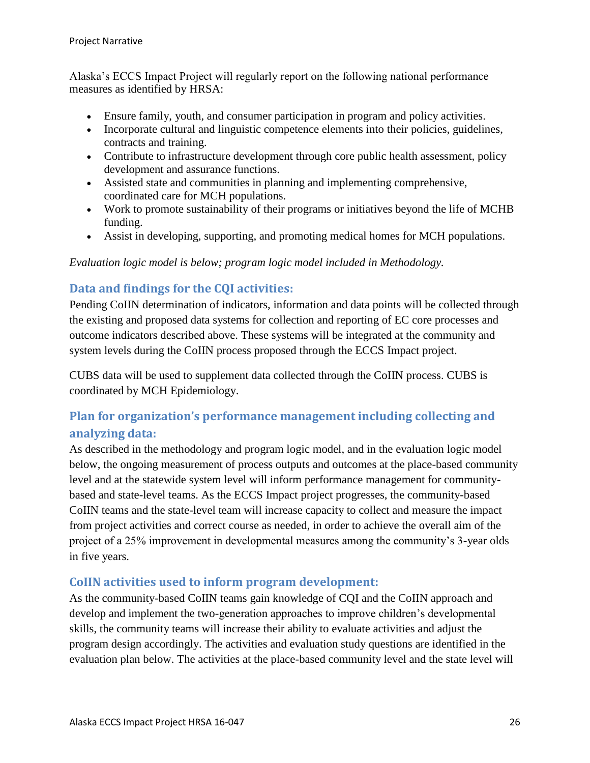Alaska's ECCS Impact Project will regularly report on the following national performance measures as identified by HRSA:

- Ensure family, youth, and consumer participation in program and policy activities.
- Incorporate cultural and linguistic competence elements into their policies, guidelines, contracts and training.
- Contribute to infrastructure development through core public health assessment, policy development and assurance functions.
- Assisted state and communities in planning and implementing comprehensive, coordinated care for MCH populations.
- Work to promote sustainability of their programs or initiatives beyond the life of MCHB funding.
- Assist in developing, supporting, and promoting medical homes for MCH populations.

*Evaluation logic model is below; program logic model included in Methodology.*

### Data and findings for the CQI activities:

Pending CoIIN determination of indicators, information and data points will be collected through the existing and proposed data systems for collection and reporting of EC core processes and outcome indicators described above. These systems will be integrated at the community and system levels during the CoIIN process proposed through the ECCS Impact project.

CUBS data will be used to supplement data collected through the CoIIN process. CUBS is coordinated by MCH Epidemiology.

### Plan for organization's performance management including collecting and analyzing data:

As described in the methodology and program logic model, and in the evaluation logic model below, the ongoing measurement of process outputs and outcomes at the place-based community level and at the statewide system level will inform performance management for community-based and state-level teams. As the ECCS Impact project progresses, the community-based CoIIN teams and the state-level team will increase capacity to collect and measure the impact from project activities and correct course as needed, in order to achieve the overall aim of the project of a 25% improvement in developmental measures among the community's 3-year olds in five years.

### CoIIN activities used to inform program development:

As the community-based CoIIN teams gain knowledge of CQI and the CoIIN approach and develop and implement the two-generation approaches to improve children's developmental skills, the community teams will increase their ability to evaluate activities and adjust the program design accordingly. The activities and evaluation study questions are identified in the evaluation plan below. The activities at the place-based community level and the state level will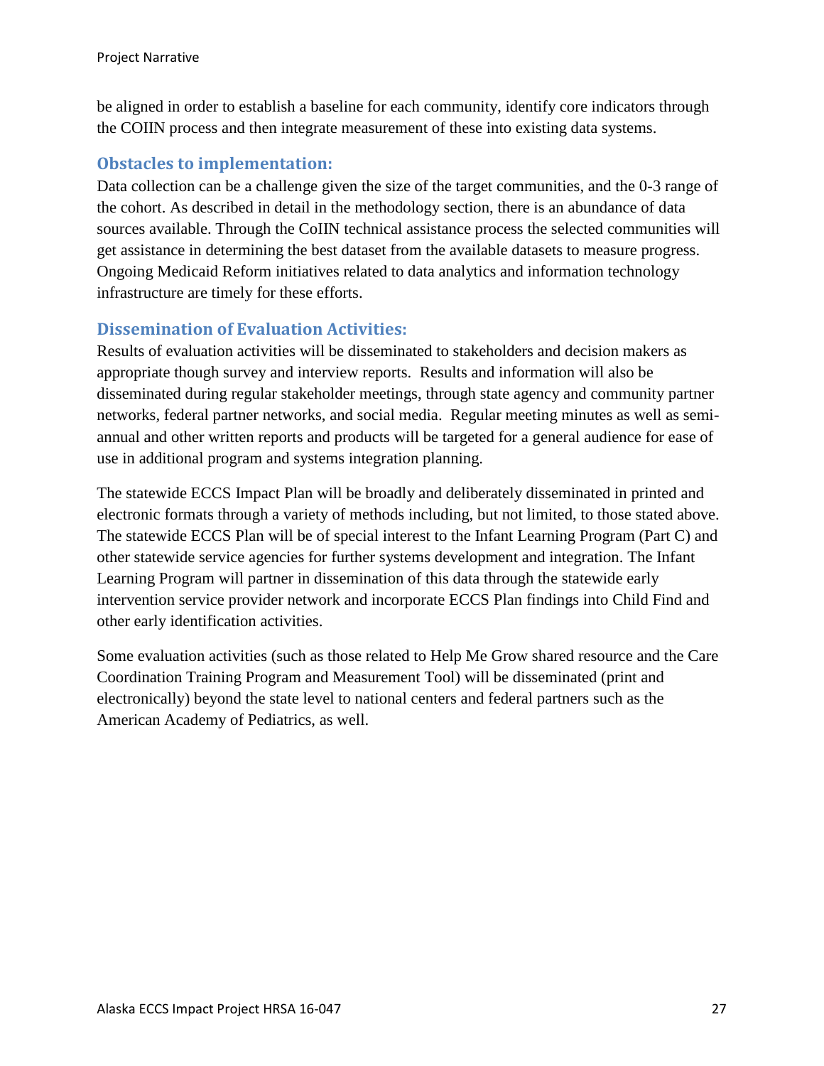be aligned in order to establish a baseline for each community, identify core indicators through the COIIN process and then integrate measurement of these into existing data systems.

### Obstacles to implementation:

Data collection can be a challenge given the size of the target communities, and the 0-3 range of the cohort. As described in detail in the methodology section, there is an abundance of data sources available. Through the CoIIN technical assistance process the selected communities will get assistance in determining the best dataset from the available datasets to measure progress. Ongoing Medicaid Reform initiatives related to data analytics and information technology infrastructure are timely for these efforts.

### Dissemination of Evaluation Activities:

Results of evaluation activities will be disseminated to stakeholders and decision makers as appropriate though survey and interview reports. Results and information will also be disseminated during regular stakeholder meetings, through state agency and community partner networks, federal partner networks, and social media. Regular meeting minutes as well as semi-annual and other written reports and products will be targeted for a general audience for ease of use in additional program and systems integration planning.

The statewide ECCS Impact Plan will be broadly and deliberately disseminated in printed and electronic formats through a variety of methods including, but not limited, to those stated above. The statewide ECCS Plan will be of special interest to the Infant Learning Program (Part C) and other statewide service agencies for further systems development and integration. The Infant Learning Program will partner in dissemination of this data through the statewide early intervention service provider network and incorporate ECCS Plan findings into Child Find and other early identification activities.

Some evaluation activities (such as those related to Help Me Grow shared resource and the Care Coordination Training Program and Measurement Tool) will be disseminated (print and electronically) beyond the state level to national centers and federal partners such as the American Academy of Pediatrics, as well.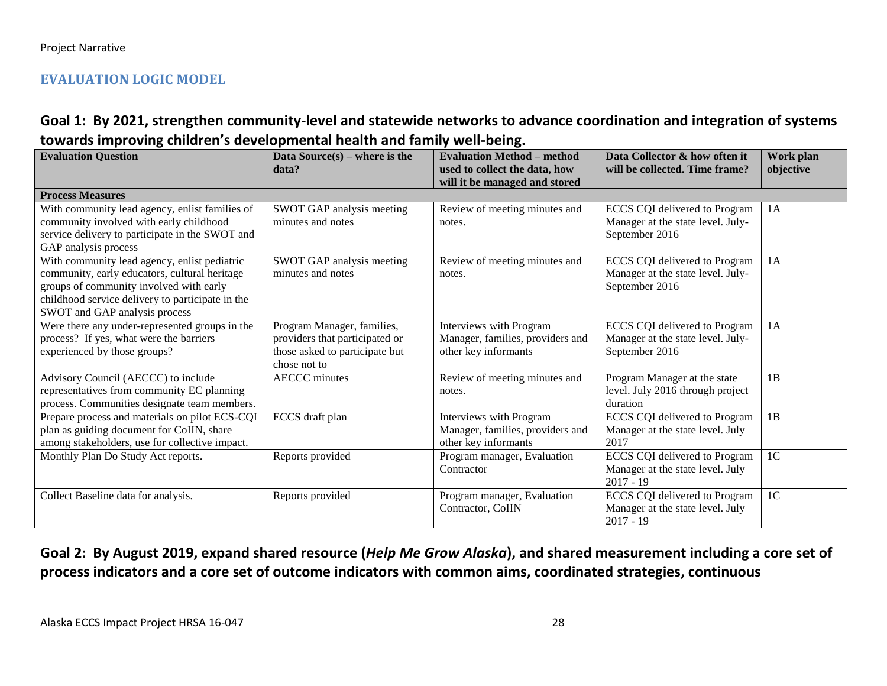## EVALUATION LOGIC MODEL

### Goal 1: By 2021, strengthen community-level and statewide networks to advance coordination and integration of systems towards improving children's developmental health and family well-being.

| Evaluation Question | Data Source(s) – where is the data? | Evaluation Method – method used to collect the data, how will it be managed and stored | Data Collector & how often it will be collected. Time frame? | Work plan objective |
|---|---|---|---|---|
| **Process Measures** | | | | |
| With community lead agency, enlist families of community involved with early childhood service delivery to participate in the SWOT and GAP analysis process | SWOT GAP analysis meeting minutes and notes | Review of meeting minutes and notes. | ECCS CQI delivered to Program Manager at the state level. July-September 2016 | 1A |
| With community lead agency, enlist pediatric community, early educators, cultural heritage groups of community involved with early childhood service delivery to participate in the SWOT and GAP analysis process | SWOT GAP analysis meeting minutes and notes | Review of meeting minutes and notes. | ECCS CQI delivered to Program Manager at the state level. July-September 2016 | 1A |
| Were there any under-represented groups in the process? If yes, what were the barriers experienced by those groups? | Program Manager, families, providers that participated or those asked to participate but chose not to | Interviews with Program Manager, families, providers and other key informants | ECCS CQI delivered to Program Manager at the state level. July-September 2016 | 1A |
| Advisory Council (AECCC) to include representatives from community EC planning process. Communities designate team members. | AECCC minutes | Review of meeting minutes and notes. | Program Manager at the state level. July 2016 through project duration | 1B |
| Prepare process and materials on pilot ECS-CQI plan as guiding document for CoIIN, share among stakeholders, use for collective impact. | ECCS draft plan | Interviews with Program Manager, families, providers and other key informants | ECCS CQI delivered to Program Manager at the state level. July 2017 | 1B |
| Monthly Plan Do Study Act reports. | Reports provided | Program manager, Evaluation Contractor | ECCS CQI delivered to Program Manager at the state level. July 2017 - 19 | 1C |
| Collect Baseline data for analysis. | Reports provided | Program manager, Evaluation Contractor, CoIIN | ECCS CQI delivered to Program Manager at the state level. July 2017 - 19 | 1C |

### Goal 2: By August 2019, expand shared resource (*Help Me Grow Alaska*), and shared measurement including a core set of process indicators and a core set of outcome indicators with common aims, coordinated strategies, continuous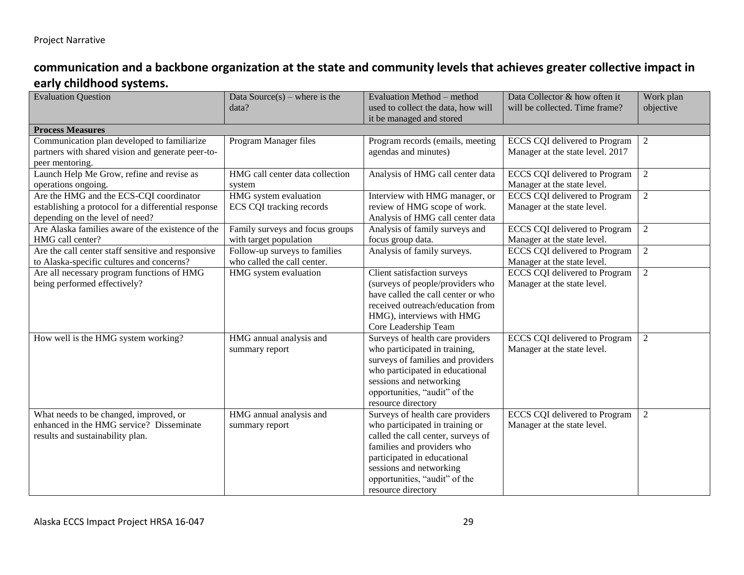**communication and a backbone organization at the state and community levels that achieves greater collective impact in early childhood systems.**

| Evaluation Question | Data Source(s) – where is the data? | Evaluation Method – method used to collect the data, how will it be managed and stored | Data Collector & how often it will be collected. Time frame? | Work plan objective |
|---|---|---|---|---|
| **Process Measures** | | | | |
| Communication plan developed to familiarize partners with shared vision and generate peer-to-peer mentoring. | Program Manager files | Program records (emails, meeting agendas and minutes) | ECCS CQI delivered to Program Manager at the state level. 2017 | 2 |
| Launch Help Me Grow, refine and revise as operations ongoing. | HMG call center data collection system | Analysis of HMG call center data | ECCS CQI delivered to Program Manager at the state level. | 2 |
| Are the HMG and the ECS-CQI coordinator establishing a protocol for a differential response depending on the level of need? | HMG system evaluation<br>ECS CQI tracking records | Interview with HMG manager, or review of HMG scope of work. Analysis of HMG call center data | ECCS CQI delivered to Program Manager at the state level. | 2 |
| Are Alaska families aware of the existence of the HMG call center? | Family surveys and focus groups with target population | Analysis of family surveys and focus group data. | ECCS CQI delivered to Program Manager at the state level. | 2 |
| Are the call center staff sensitive and responsive to Alaska-specific cultures and concerns? | Follow-up surveys to families who called the call center. | Analysis of family surveys. | ECCS CQI delivered to Program Manager at the state level. | 2 |
| Are all necessary program functions of HMG being performed effectively? | HMG system evaluation | Client satisfaction surveys (surveys of people/providers who have called the call center or who received outreach/education from HMG), interviews with HMG Core Leadership Team | ECCS CQI delivered to Program Manager at the state level. | 2 |
| How well is the HMG system working? | HMG annual analysis and summary report | Surveys of health care providers who participated in training, surveys of families and providers who participated in educational sessions and networking opportunities, "audit" of the resource directory | ECCS CQI delivered to Program Manager at the state level. | 2 |
| What needs to be changed, improved, or enhanced in the HMG service? Disseminate results and sustainability plan. | HMG annual analysis and summary report | Surveys of health care providers who participated in training or called the call center, surveys of families and providers who participated in educational sessions and networking opportunities, "audit" of the resource directory | ECCS CQI delivered to Program Manager at the state level. | 2 |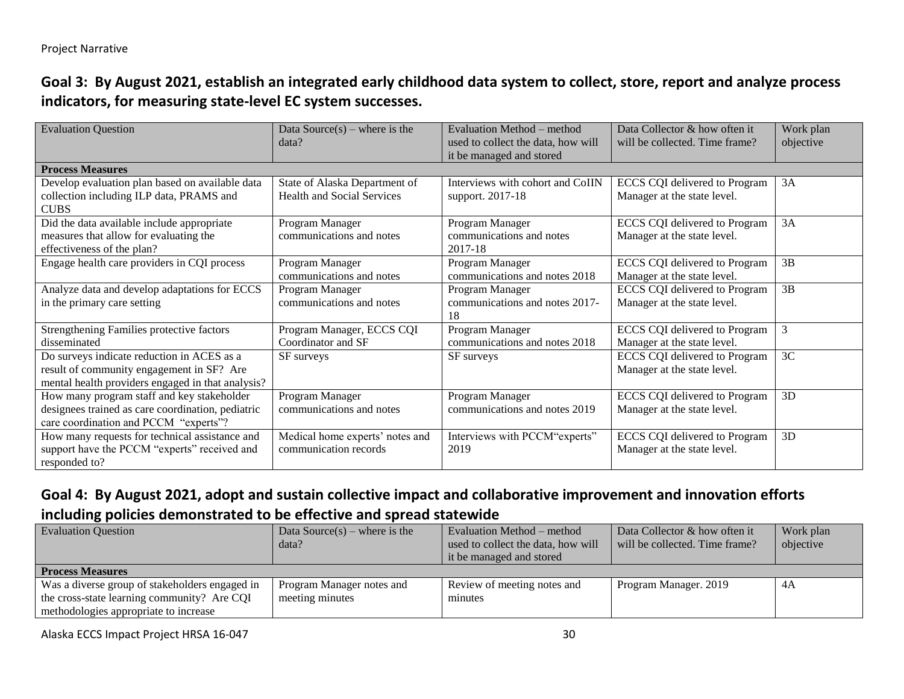## Goal 3: By August 2021, establish an integrated early childhood data system to collect, store, report and analyze process indicators, for measuring state-level EC system successes.

| Evaluation Question | Data Source(s) – where is the data? | Evaluation Method – method used to collect the data, how will it be managed and stored | Data Collector & how often it will be collected. Time frame? | Work plan objective |
|---|---|---|---|---|
| **Process Measures** | | | | |
| Develop evaluation plan based on available data collection including ILP data, PRAMS and CUBS | State of Alaska Department of Health and Social Services | Interviews with cohort and CoIIN support. 2017-18 | ECCS CQI delivered to Program Manager at the state level. | 3A |
| Did the data available include appropriate measures that allow for evaluating the effectiveness of the plan? | Program Manager communications and notes | Program Manager communications and notes 2017-18 | ECCS CQI delivered to Program Manager at the state level. | 3A |
| Engage health care providers in CQI process | Program Manager communications and notes | Program Manager communications and notes 2018 | ECCS CQI delivered to Program Manager at the state level. | 3B |
| Analyze data and develop adaptations for ECCS in the primary care setting | Program Manager communications and notes | Program Manager communications and notes 2017-18 | ECCS CQI delivered to Program Manager at the state level. | 3B |
| Strengthening Families protective factors disseminated | Program Manager, ECCS CQI Coordinator and SF | Program Manager communications and notes 2018 | ECCS CQI delivered to Program Manager at the state level. | 3 |
| Do surveys indicate reduction in ACES as a result of community engagement in SF? Are mental health providers engaged in that analysis? | SF surveys | SF surveys | ECCS CQI delivered to Program Manager at the state level. | 3C |
| How many program staff and key stakeholder designees trained as care coordination, pediatric care coordination and PCCM "experts"? | Program Manager communications and notes | Program Manager communications and notes 2019 | ECCS CQI delivered to Program Manager at the state level. | 3D |
| How many requests for technical assistance and support have the PCCM "experts" received and responded to? | Medical home experts' notes and communication records | Interviews with PCCM"experts" 2019 | ECCS CQI delivered to Program Manager at the state level. | 3D |

## Goal 4: By August 2021, adopt and sustain collective impact and collaborative improvement and innovation efforts including policies demonstrated to be effective and spread statewide

| Evaluation Question | Data Source(s) – where is the data? | Evaluation Method – method used to collect the data, how will it be managed and stored | Data Collector & how often it will be collected. Time frame? | Work plan objective |
|---|---|---|---|---|
| **Process Measures** | | | | |
| Was a diverse group of stakeholders engaged in the cross-state learning community? Are CQI methodologies appropriate to increase | Program Manager notes and meeting minutes | Review of meeting notes and minutes | Program Manager. 2019 | 4A |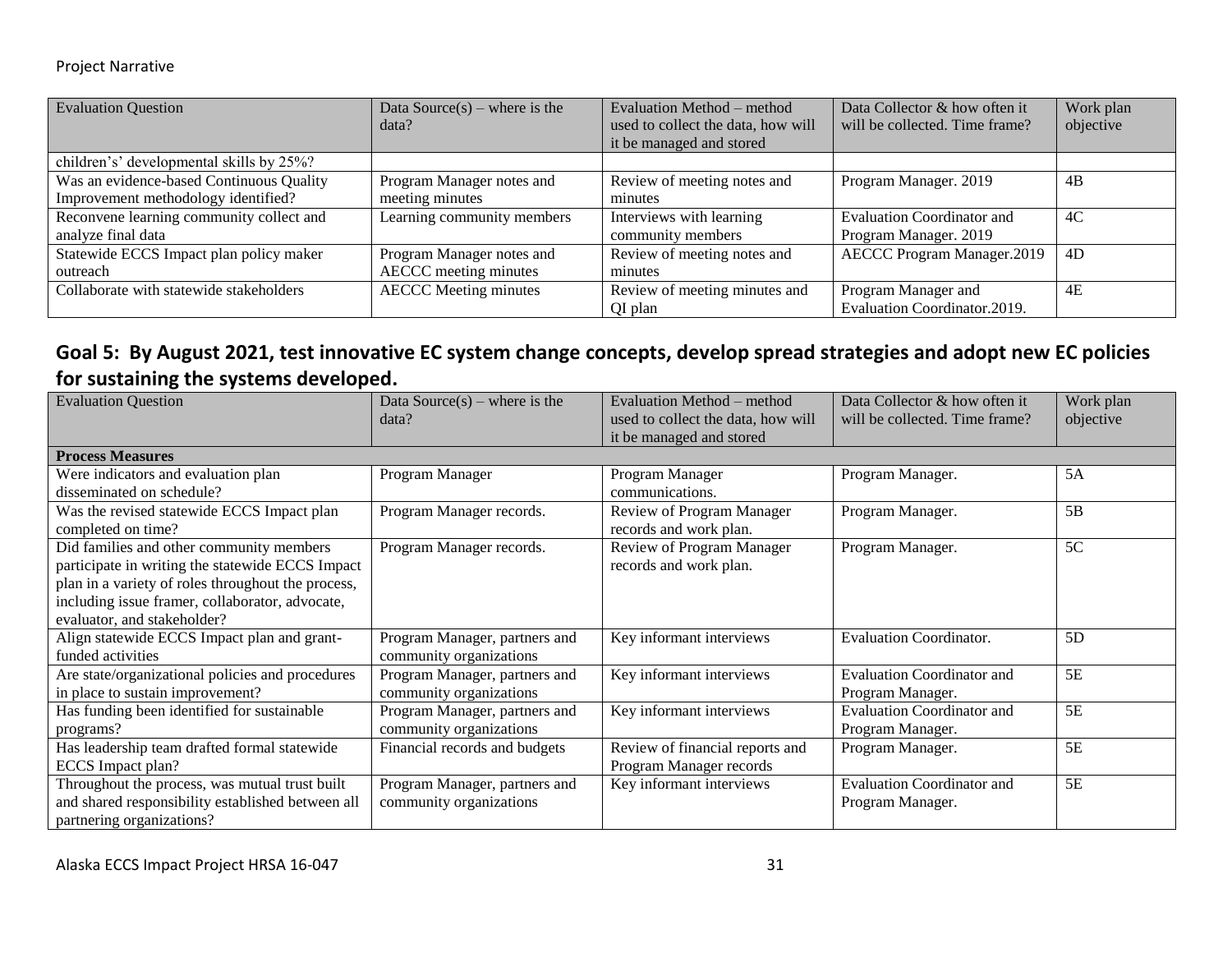| Evaluation Question | Data Source(s) – where is the data? | Evaluation Method – method used to collect the data, how will it be managed and stored | Data Collector & how often it will be collected. Time frame? | Work plan objective |
|---|---|---|---|---|
| children's' developmental skills by 25%? | | | | |
| Was an evidence-based Continuous Quality Improvement methodology identified? | Program Manager notes and meeting minutes | Review of meeting notes and minutes | Program Manager. 2019 | 4B |
| Reconvene learning community collect and analyze final data | Learning community members | Interviews with learning community members | Evaluation Coordinator and Program Manager. 2019 | 4C |
| Statewide ECCS Impact plan policy maker outreach | Program Manager notes and AECCC meeting minutes | Review of meeting notes and minutes | AECCC Program Manager.2019 | 4D |
| Collaborate with statewide stakeholders | AECCC Meeting minutes | Review of meeting minutes and QI plan | Program Manager and Evaluation Coordinator.2019. | 4E |

## Goal 5: By August 2021, test innovative EC system change concepts, develop spread strategies and adopt new EC policies for sustaining the systems developed.

| Evaluation Question | Data Source(s) – where is the data? | Evaluation Method – method used to collect the data, how will it be managed and stored | Data Collector & how often it will be collected. Time frame? | Work plan objective |
|---|---|---|---|---|
| **Process Measures** | | | | |
| Were indicators and evaluation plan disseminated on schedule? | Program Manager | Program Manager communications. | Program Manager. | 5A |
| Was the revised statewide ECCS Impact plan completed on time? | Program Manager records. | Review of Program Manager records and work plan. | Program Manager. | 5B |
| Did families and other community members participate in writing the statewide ECCS Impact plan in a variety of roles throughout the process, including issue framer, collaborator, advocate, evaluator, and stakeholder? | Program Manager records. | Review of Program Manager records and work plan. | Program Manager. | 5C |
| Align statewide ECCS Impact plan and grant-funded activities | Program Manager, partners and community organizations | Key informant interviews | Evaluation Coordinator. | 5D |
| Are state/organizational policies and procedures in place to sustain improvement? | Program Manager, partners and community organizations | Key informant interviews | Evaluation Coordinator and Program Manager. | 5E |
| Has funding been identified for sustainable programs? | Program Manager, partners and community organizations | Key informant interviews | Evaluation Coordinator and Program Manager. | 5E |
| Has leadership team drafted formal statewide ECCS Impact plan? | Financial records and budgets | Review of financial reports and Program Manager records | Program Manager. | 5E |
| Throughout the process, was mutual trust built and shared responsibility established between all partnering organizations? | Program Manager, partners and community organizations | Key informant interviews | Evaluation Coordinator and Program Manager. | 5E |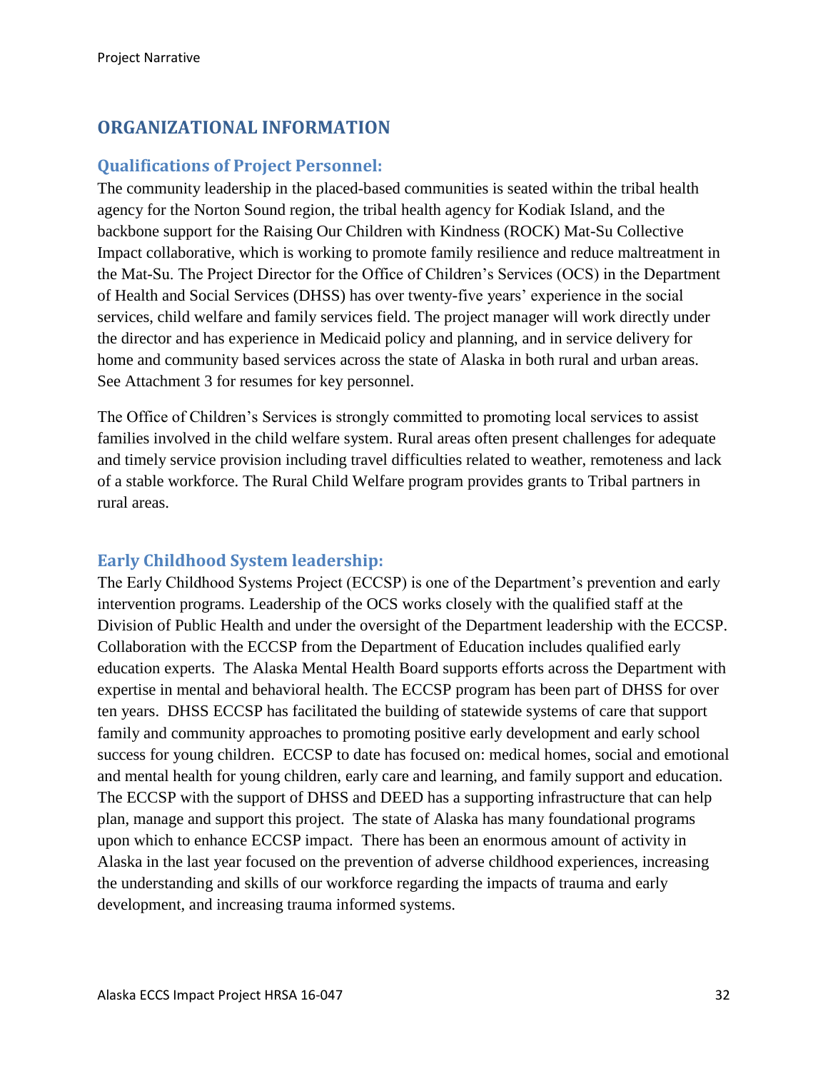## ORGANIZATIONAL INFORMATION

### Qualifications of Project Personnel:

The community leadership in the placed-based communities is seated within the tribal health agency for the Norton Sound region, the tribal health agency for Kodiak Island, and the backbone support for the Raising Our Children with Kindness (ROCK) Mat-Su Collective Impact collaborative, which is working to promote family resilience and reduce maltreatment in the Mat-Su. The Project Director for the Office of Children's Services (OCS) in the Department of Health and Social Services (DHSS) has over twenty-five years' experience in the social services, child welfare and family services field. The project manager will work directly under the director and has experience in Medicaid policy and planning, and in service delivery for home and community based services across the state of Alaska in both rural and urban areas. See Attachment 3 for resumes for key personnel.

The Office of Children's Services is strongly committed to promoting local services to assist families involved in the child welfare system. Rural areas often present challenges for adequate and timely service provision including travel difficulties related to weather, remoteness and lack of a stable workforce. The Rural Child Welfare program provides grants to Tribal partners in rural areas.

### Early Childhood System leadership:

The Early Childhood Systems Project (ECCSP) is one of the Department's prevention and early intervention programs. Leadership of the OCS works closely with the qualified staff at the Division of Public Health and under the oversight of the Department leadership with the ECCSP. Collaboration with the ECCSP from the Department of Education includes qualified early education experts. The Alaska Mental Health Board supports efforts across the Department with expertise in mental and behavioral health. The ECCSP program has been part of DHSS for over ten years. DHSS ECCSP has facilitated the building of statewide systems of care that support family and community approaches to promoting positive early development and early school success for young children. ECCSP to date has focused on: medical homes, social and emotional and mental health for young children, early care and learning, and family support and education. The ECCSP with the support of DHSS and DEED has a supporting infrastructure that can help plan, manage and support this project. The state of Alaska has many foundational programs upon which to enhance ECCSP impact. There has been an enormous amount of activity in Alaska in the last year focused on the prevention of adverse childhood experiences, increasing the understanding and skills of our workforce regarding the impacts of trauma and early development, and increasing trauma informed systems.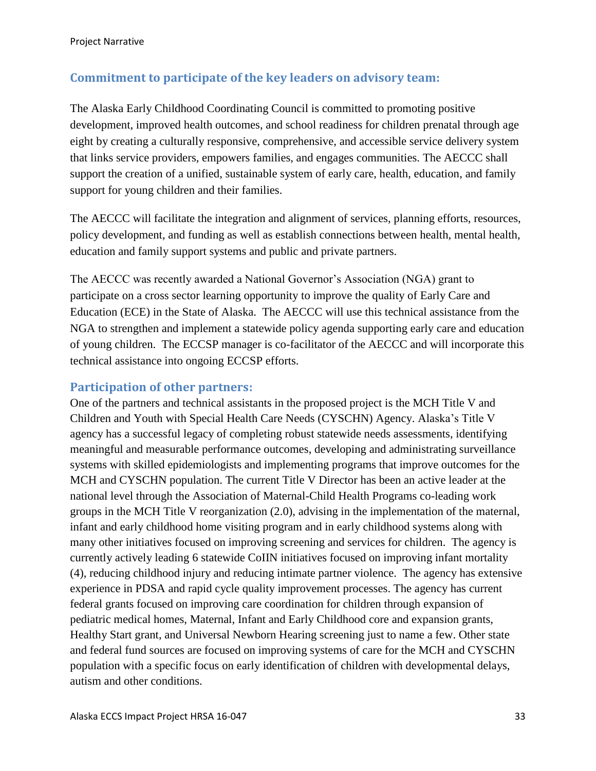## Commitment to participate of the key leaders on advisory team:

The Alaska Early Childhood Coordinating Council is committed to promoting positive development, improved health outcomes, and school readiness for children prenatal through age eight by creating a culturally responsive, comprehensive, and accessible service delivery system that links service providers, empowers families, and engages communities. The AECCC shall support the creation of a unified, sustainable system of early care, health, education, and family support for young children and their families.

The AECCC will facilitate the integration and alignment of services, planning efforts, resources, policy development, and funding as well as establish connections between health, mental health, education and family support systems and public and private partners.

The AECCC was recently awarded a National Governor's Association (NGA) grant to participate on a cross sector learning opportunity to improve the quality of Early Care and Education (ECE) in the State of Alaska. The AECCC will use this technical assistance from the NGA to strengthen and implement a statewide policy agenda supporting early care and education of young children. The ECCSP manager is co-facilitator of the AECCC and will incorporate this technical assistance into ongoing ECCSP efforts.

## Participation of other partners:

One of the partners and technical assistants in the proposed project is the MCH Title V and Children and Youth with Special Health Care Needs (CYSCHN) Agency. Alaska's Title V agency has a successful legacy of completing robust statewide needs assessments, identifying meaningful and measurable performance outcomes, developing and administrating surveillance systems with skilled epidemiologists and implementing programs that improve outcomes for the MCH and CYSCHN population. The current Title V Director has been an active leader at the national level through the Association of Maternal-Child Health Programs co-leading work groups in the MCH Title V reorganization (2.0), advising in the implementation of the maternal, infant and early childhood home visiting program and in early childhood systems along with many other initiatives focused on improving screening and services for children. The agency is currently actively leading 6 statewide CoIIN initiatives focused on improving infant mortality (4), reducing childhood injury and reducing intimate partner violence. The agency has extensive experience in PDSA and rapid cycle quality improvement processes. The agency has current federal grants focused on improving care coordination for children through expansion of pediatric medical homes, Maternal, Infant and Early Childhood core and expansion grants, Healthy Start grant, and Universal Newborn Hearing screening just to name a few. Other state and federal fund sources are focused on improving systems of care for the MCH and CYSCHN population with a specific focus on early identification of children with developmental delays, autism and other conditions.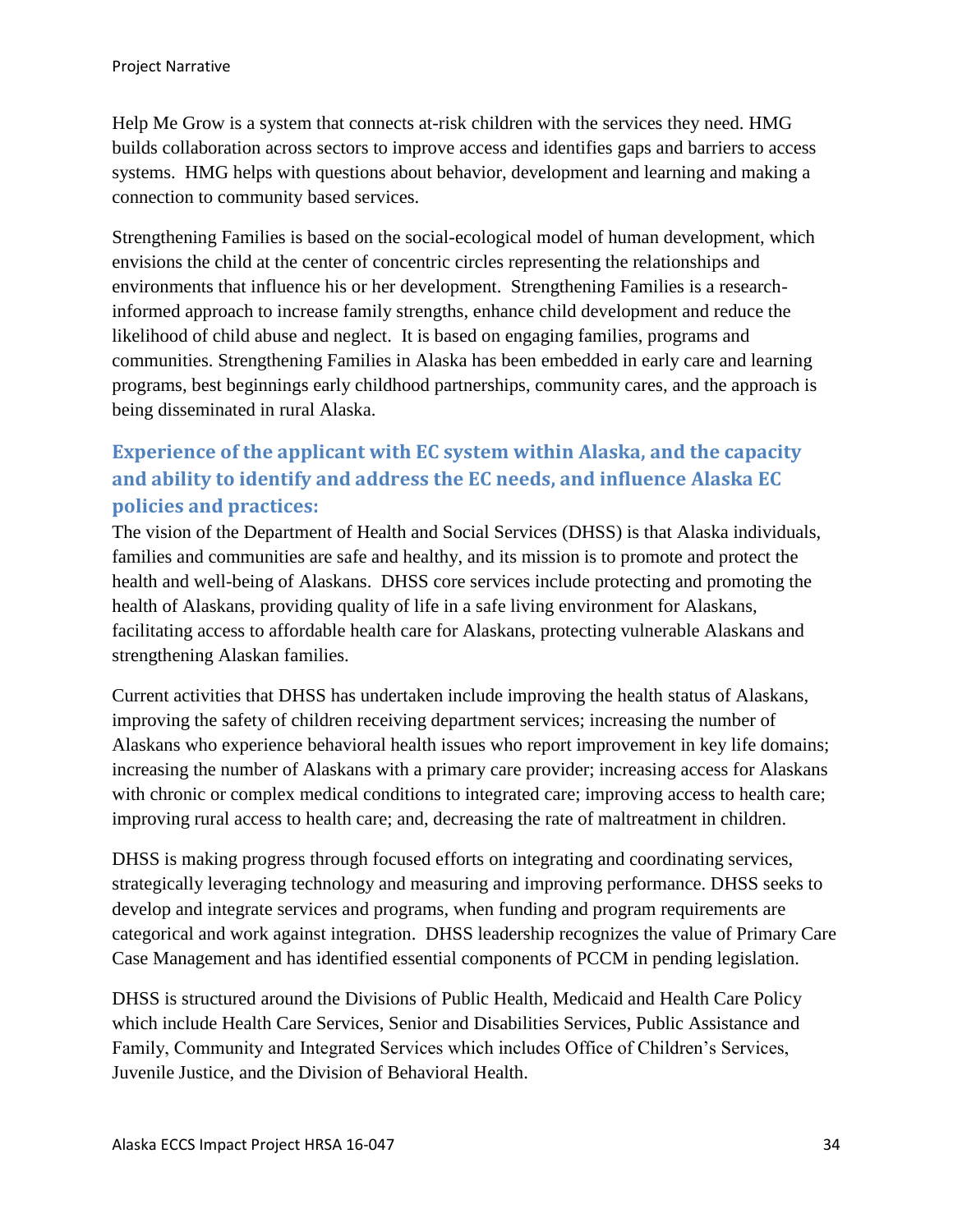Help Me Grow is a system that connects at-risk children with the services they need. HMG builds collaboration across sectors to improve access and identifies gaps and barriers to access systems. HMG helps with questions about behavior, development and learning and making a connection to community based services.

Strengthening Families is based on the social-ecological model of human development, which envisions the child at the center of concentric circles representing the relationships and environments that influence his or her development. Strengthening Families is a research-informed approach to increase family strengths, enhance child development and reduce the likelihood of child abuse and neglect. It is based on engaging families, programs and communities. Strengthening Families in Alaska has been embedded in early care and learning programs, best beginnings early childhood partnerships, community cares, and the approach is being disseminated in rural Alaska.

## Experience of the applicant with EC system within Alaska, and the capacity and ability to identify and address the EC needs, and influence Alaska EC policies and practices:

The vision of the Department of Health and Social Services (DHSS) is that Alaska individuals, families and communities are safe and healthy, and its mission is to promote and protect the health and well-being of Alaskans. DHSS core services include protecting and promoting the health of Alaskans, providing quality of life in a safe living environment for Alaskans, facilitating access to affordable health care for Alaskans, protecting vulnerable Alaskans and strengthening Alaskan families.

Current activities that DHSS has undertaken include improving the health status of Alaskans, improving the safety of children receiving department services; increasing the number of Alaskans who experience behavioral health issues who report improvement in key life domains; increasing the number of Alaskans with a primary care provider; increasing access for Alaskans with chronic or complex medical conditions to integrated care; improving access to health care; improving rural access to health care; and, decreasing the rate of maltreatment in children.

DHSS is making progress through focused efforts on integrating and coordinating services, strategically leveraging technology and measuring and improving performance. DHSS seeks to develop and integrate services and programs, when funding and program requirements are categorical and work against integration. DHSS leadership recognizes the value of Primary Care Case Management and has identified essential components of PCCM in pending legislation.

DHSS is structured around the Divisions of Public Health, Medicaid and Health Care Policy which include Health Care Services, Senior and Disabilities Services, Public Assistance and Family, Community and Integrated Services which includes Office of Children's Services, Juvenile Justice, and the Division of Behavioral Health.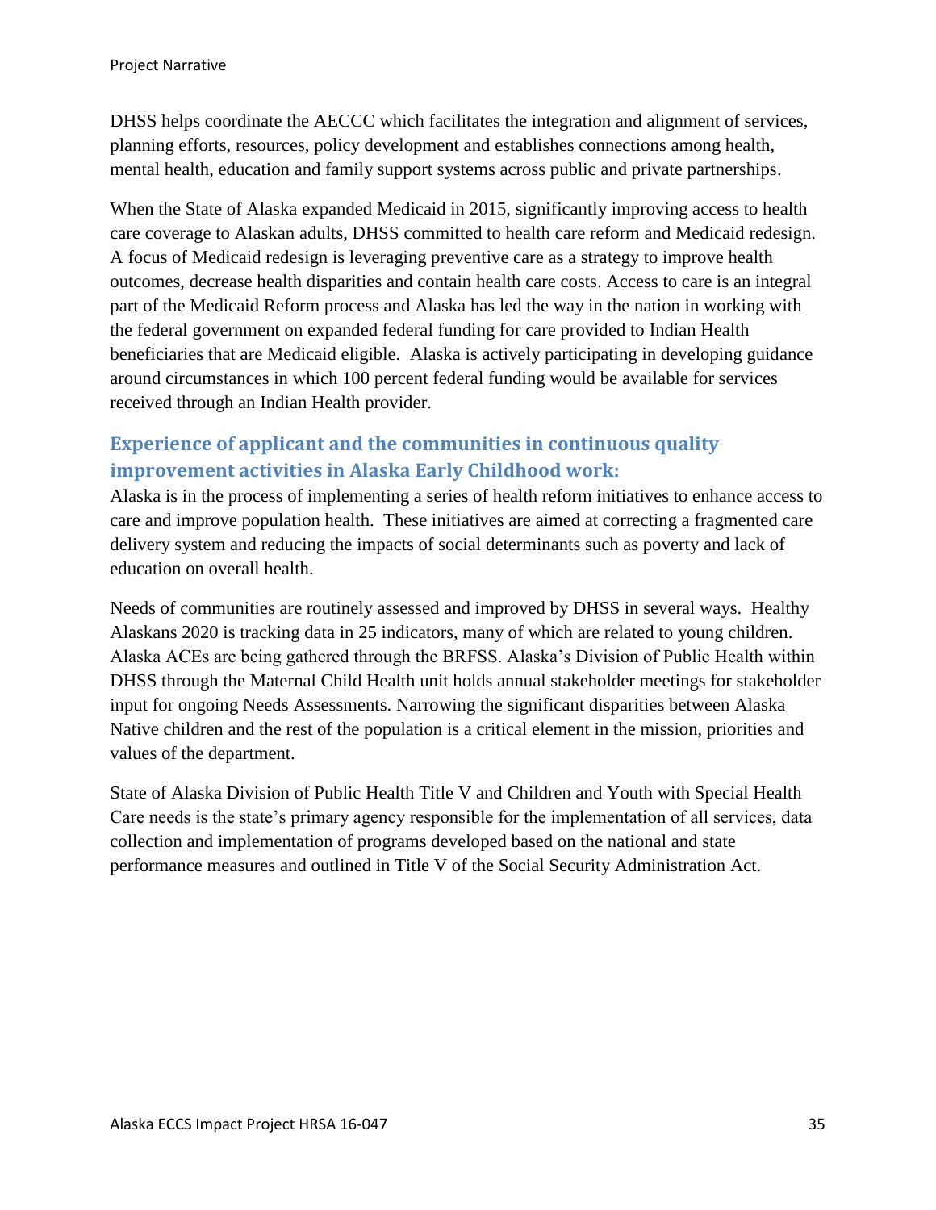DHSS helps coordinate the AECCC which facilitates the integration and alignment of services, planning efforts, resources, policy development and establishes connections among health, mental health, education and family support systems across public and private partnerships.

When the State of Alaska expanded Medicaid in 2015, significantly improving access to health care coverage to Alaskan adults, DHSS committed to health care reform and Medicaid redesign. A focus of Medicaid redesign is leveraging preventive care as a strategy to improve health outcomes, decrease health disparities and contain health care costs. Access to care is an integral part of the Medicaid Reform process and Alaska has led the way in the nation in working with the federal government on expanded federal funding for care provided to Indian Health beneficiaries that are Medicaid eligible. Alaska is actively participating in developing guidance around circumstances in which 100 percent federal funding would be available for services received through an Indian Health provider.

## Experience of applicant and the communities in continuous quality improvement activities in Alaska Early Childhood work:

Alaska is in the process of implementing a series of health reform initiatives to enhance access to care and improve population health. These initiatives are aimed at correcting a fragmented care delivery system and reducing the impacts of social determinants such as poverty and lack of education on overall health.

Needs of communities are routinely assessed and improved by DHSS in several ways. Healthy Alaskans 2020 is tracking data in 25 indicators, many of which are related to young children. Alaska ACEs are being gathered through the BRFSS. Alaska's Division of Public Health within DHSS through the Maternal Child Health unit holds annual stakeholder meetings for stakeholder input for ongoing Needs Assessments. Narrowing the significant disparities between Alaska Native children and the rest of the population is a critical element in the mission, priorities and values of the department.

State of Alaska Division of Public Health Title V and Children and Youth with Special Health Care needs is the state's primary agency responsible for the implementation of all services, data collection and implementation of programs developed based on the national and state performance measures and outlined in Title V of the Social Security Administration Act.